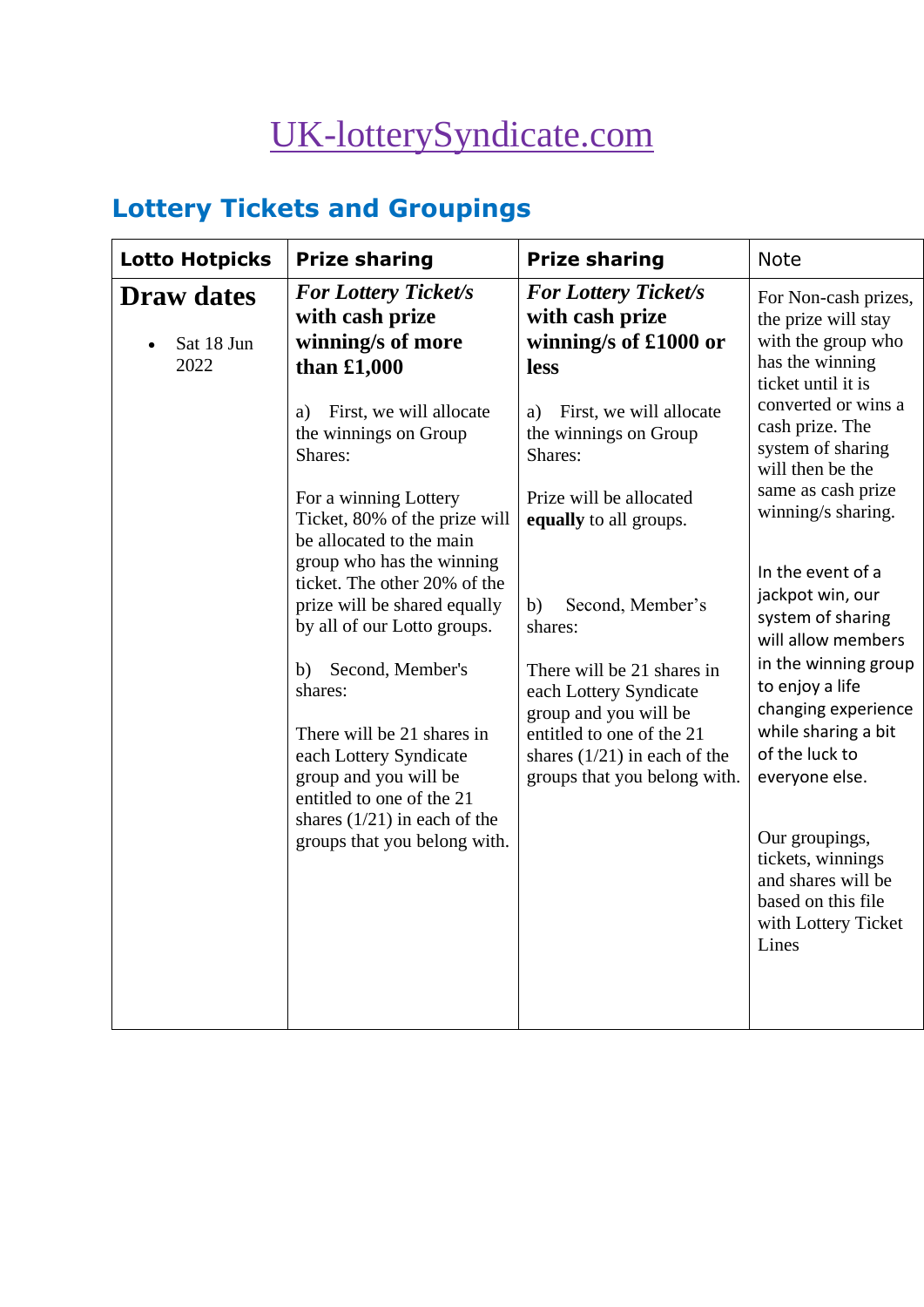# UK-lotterySyndicate.com

## Lottery Tickets and Groupings

| Lotto Hotpicks | Prize sharing | Prize sharing | Note |
|---|---|---|---|
| **Draw dates**<br><br>• Sat 18 Jun 2022 | ***For Lottery Ticket/s with cash prize winning/s of more than £1,000***<br><br>a) First, we will allocate the winnings on Group Shares:<br><br>For a winning Lottery Ticket, 80% of the prize will be allocated to the main group who has the winning ticket. The other 20% of the prize will be shared equally by all of our Lotto groups.<br><br>b) Second, Member's shares:<br><br>There will be 21 shares in each Lottery Syndicate group and you will be entitled to one of the 21 shares (1/21) in each of the groups that you belong with. | ***For Lottery Ticket/s with cash prize winning/s of £1000 or less***<br><br>a) First, we will allocate the winnings on Group Shares:<br><br>Prize will be allocated **equally** to all groups.<br><br>b) Second, Member's shares:<br><br>There will be 21 shares in each Lottery Syndicate group and you will be entitled to one of the 21 shares (1/21) in each of the groups that you belong with. | For Non-cash prizes, the prize will stay with the group who has the winning ticket until it is converted or wins a cash prize. The system of sharing will then be the same as cash prize winning/s sharing.<br><br>In the event of a jackpot win, our system of sharing will allow members in the winning group to enjoy a life changing experience while sharing a bit of the luck to everyone else.<br><br>Our groupings, tickets, winnings and shares will be based on this file with Lottery Ticket Lines |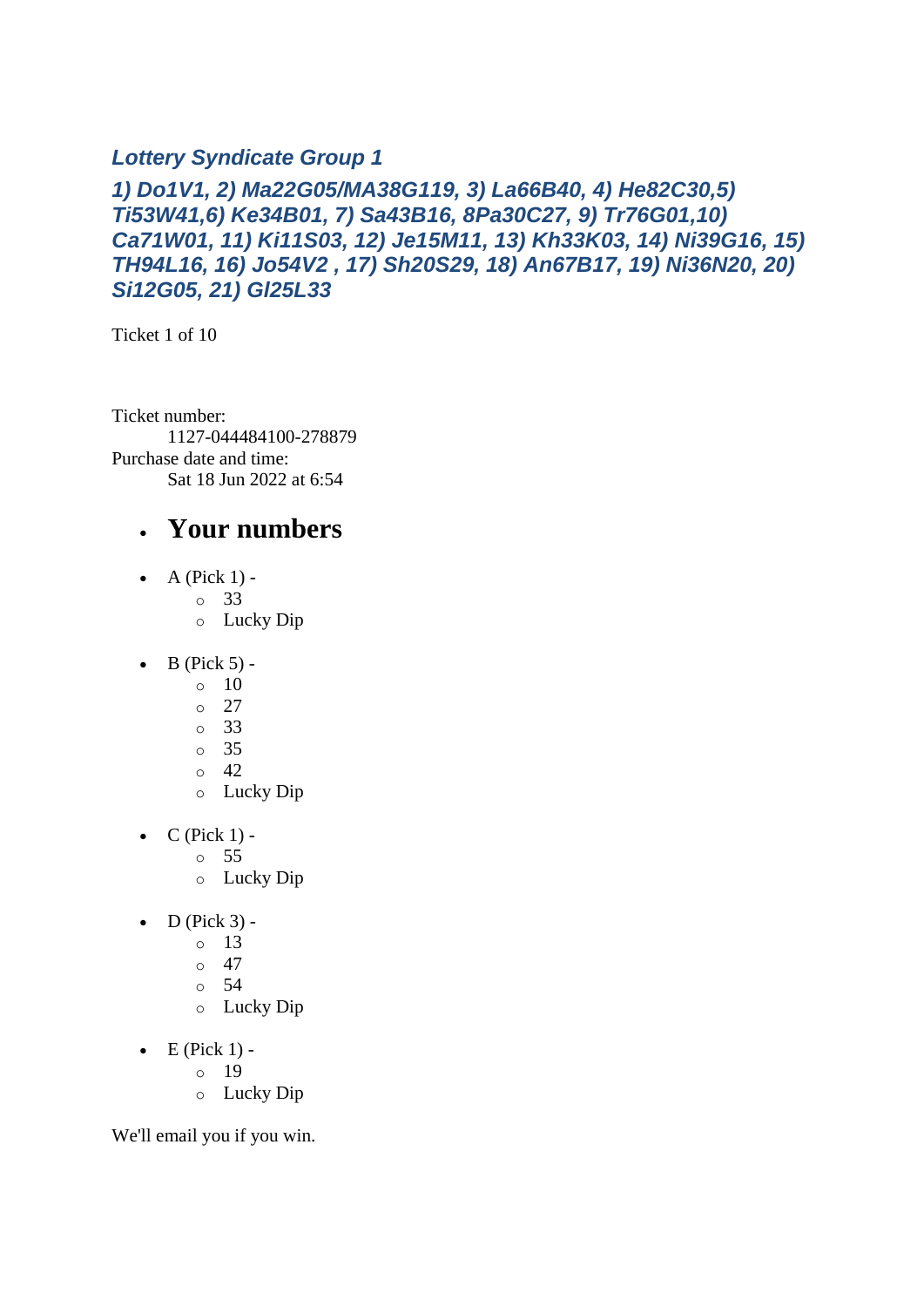### *Lottery Syndicate Group 1*

### *1) Do1V1, 2) Ma22G05/MA38G119, 3) La66B40, 4) He82C30,5) Ti53W41,6) Ke34B01, 7) Sa43B16, 8Pa30C27, 9) Tr76G01,10) Ca71W01, 11) Ki11S03, 12) Je15M11, 13) Kh33K03, 14) Ni39G16, 15) TH94L16, 16) Jo54V2 , 17) Sh20S29, 18) An67B17, 19) Ni36N20, 20) Si12G05, 21) Gl25L33*

Ticket 1 of 10

Ticket number:
    1127-044484100-278879
Purchase date and time:
    Sat 18 Jun 2022 at 6:54

- ## Your numbers

- A (Pick 1) -
    - 33
    - Lucky Dip

- B (Pick 5) -
    - 10
    - 27
    - 33
    - 35
    - 42
    - Lucky Dip

- C (Pick 1) -
    - 55
    - Lucky Dip

- D (Pick 3) -
    - 13
    - 47
    - 54
    - Lucky Dip

- E (Pick 1) -
    - 19
    - Lucky Dip

We'll email you if you win.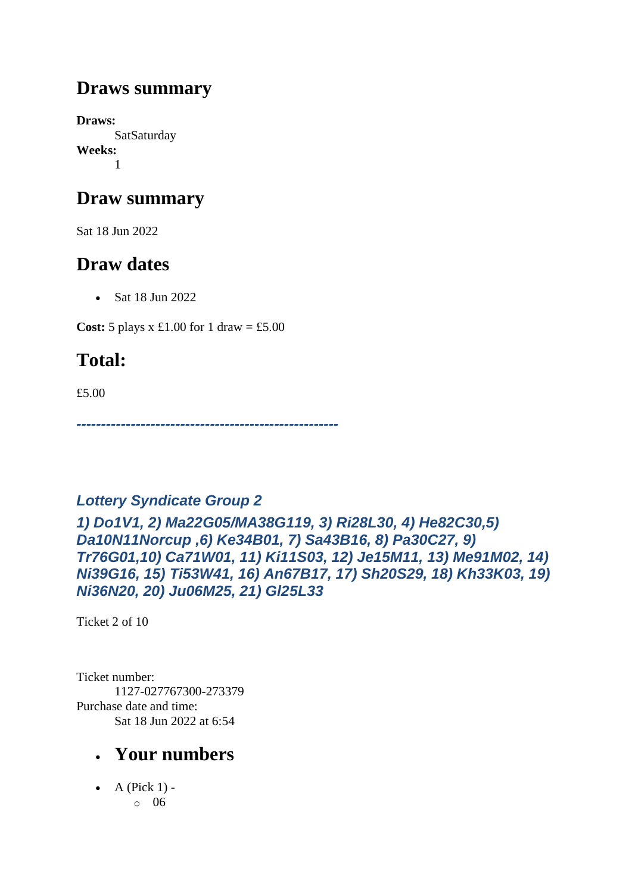## Draws summary

**Draws:**
  SatSaturday
**Weeks:**
  1

## Draw summary

Sat 18 Jun 2022

## Draw dates

- Sat 18 Jun 2022

**Cost:** 5 plays x £1.00 for 1 draw = £5.00

## Total:

£5.00

***-----------------------------------------------------***

### *Lottery Syndicate Group 2*

### *1) Do1V1, 2) Ma22G05/MA38G119, 3) Ri28L30, 4) He82C30,5) Da10N11Norcup ,6) Ke34B01, 7) Sa43B16, 8) Pa30C27, 9) Tr76G01,10) Ca71W01, 11) Ki11S03, 12) Je15M11, 13) Me91M02, 14) Ni39G16, 15) Ti53W41, 16) An67B17, 17) Sh20S29, 18) Kh33K03, 19) Ni36N20, 20) Ju06M25, 21) Gl25L33*

Ticket 2 of 10

Ticket number:
  1127-027767300-273379
Purchase date and time:
  Sat 18 Jun 2022 at 6:54

- ## Your numbers

- A (Pick 1) -
  - 06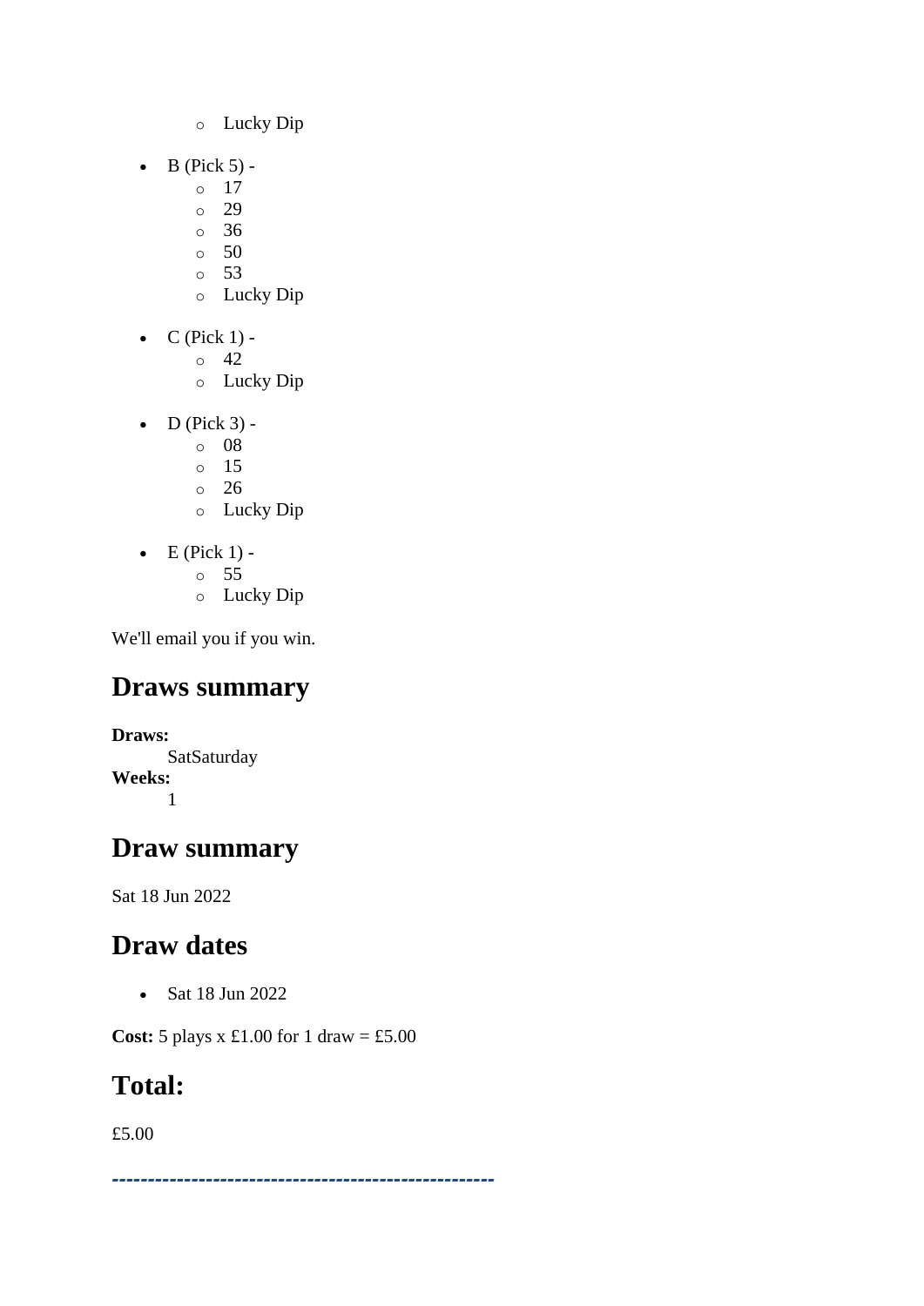- Lucky Dip

- B (Pick 5) -
  - 17
  - 29
  - 36
  - 50
  - 53
  - Lucky Dip

- C (Pick 1) -
  - 42
  - Lucky Dip

- D (Pick 3) -
  - 08
  - 15
  - 26
  - Lucky Dip

- E (Pick 1) -
  - 55
  - Lucky Dip

We'll email you if you win.

## Draws summary

**Draws:**
SatSaturday
**Weeks:**
1

## Draw summary

Sat 18 Jun 2022

## Draw dates

- Sat 18 Jun 2022

**Cost:** 5 plays x £1.00 for 1 draw = £5.00

## Total:

£5.00

***-----------------------------------------------------***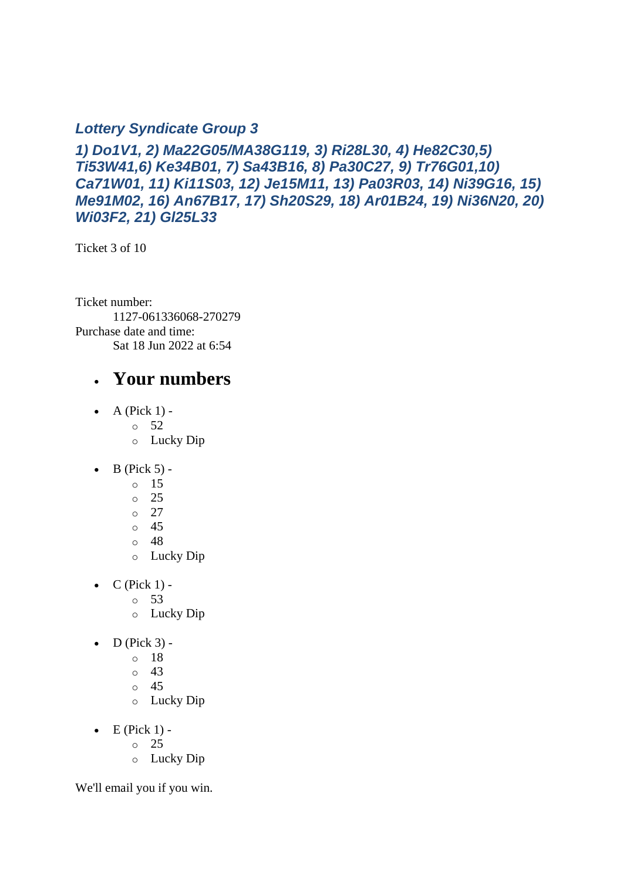### *Lottery Syndicate Group 3*

### *1) Do1V1, 2) Ma22G05/MA38G119, 3) Ri28L30, 4) He82C30,5) Ti53W41,6) Ke34B01, 7) Sa43B16, 8) Pa30C27, 9) Tr76G01,10) Ca71W01, 11) Ki11S03, 12) Je15M11, 13) Pa03R03, 14) Ni39G16, 15) Me91M02, 16) An67B17, 17) Sh20S29, 18) Ar01B24, 19) Ni36N20, 20) Wi03F2, 21) Gl25L33*

Ticket 3 of 10

Ticket number:
: 1127-061336068-270279

Purchase date and time:
: Sat 18 Jun 2022 at 6:54

- ## Your numbers

- A (Pick 1) -
  - 52
  - Lucky Dip
- B (Pick 5) -
  - 15
  - 25
  - 27
  - 45
  - 48
  - Lucky Dip
- C (Pick 1) -
  - 53
  - Lucky Dip
- D (Pick 3) -
  - 18
  - 43
  - 45
  - Lucky Dip
- E (Pick 1) -
  - 25
  - Lucky Dip

We'll email you if you win.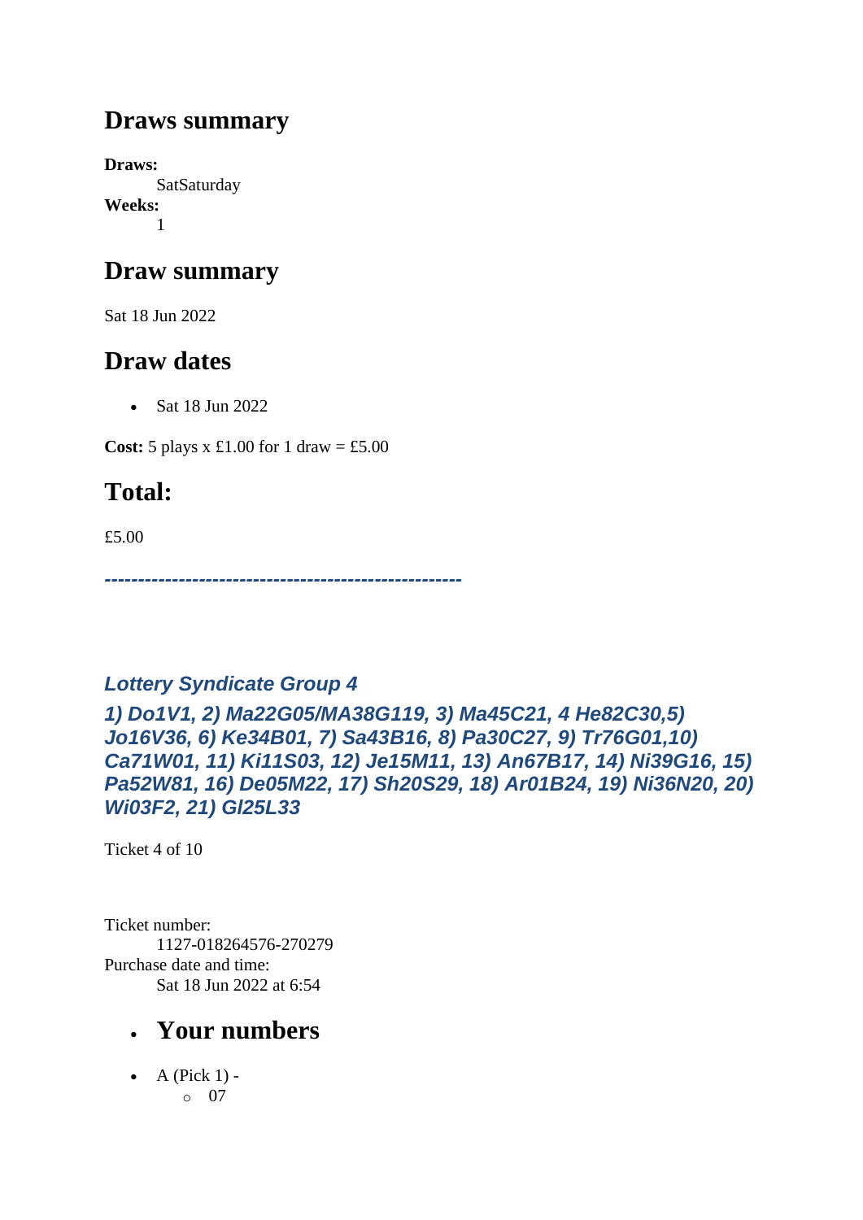## Draws summary

**Draws:**
SatSaturday
**Weeks:**
1

## Draw summary

Sat 18 Jun 2022

## Draw dates

- Sat 18 Jun 2022

**Cost:** 5 plays x £1.00 for 1 draw = £5.00

## Total:

£5.00

***-----------------------------------------------------***

***Lottery Syndicate Group 4***

***1) Do1V1, 2) Ma22G05/MA38G119, 3) Ma45C21, 4 He82C30,5) Jo16V36, 6) Ke34B01, 7) Sa43B16, 8) Pa30C27, 9) Tr76G01,10) Ca71W01, 11) Ki11S03, 12) Je15M11, 13) An67B17, 14) Ni39G16, 15) Pa52W81, 16) De05M22, 17) Sh20S29, 18) Ar01B24, 19) Ni36N20, 20) Wi03F2, 21) Gl25L33***

Ticket 4 of 10

Ticket number:
1127-018264576-270279
Purchase date and time:
Sat 18 Jun 2022 at 6:54

- ## Your numbers

- A (Pick 1) -
  - 07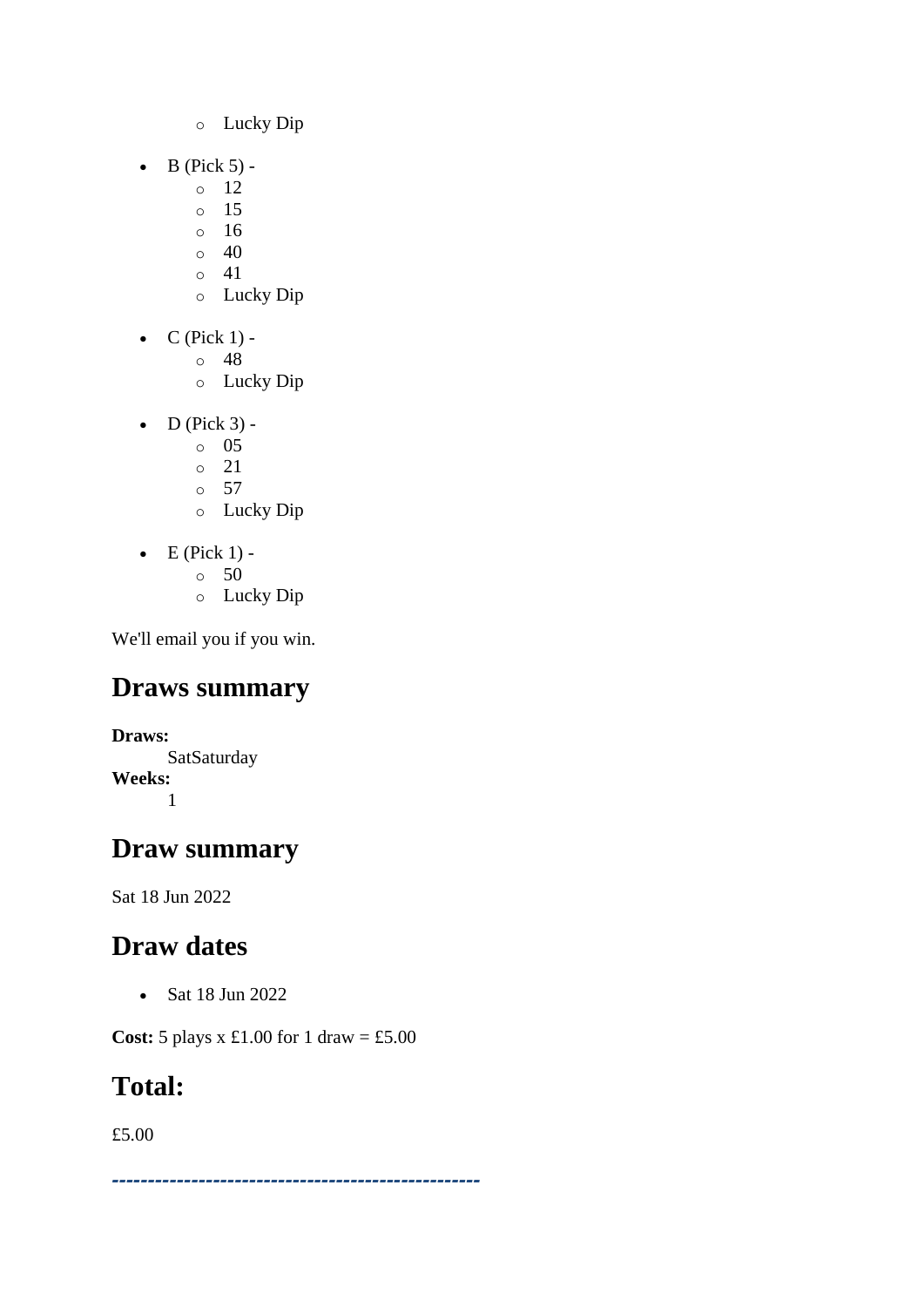- Lucky Dip

- B (Pick 5) -
    - 12
    - 15
    - 16
    - 40
    - 41
    - Lucky Dip

- C (Pick 1) -
    - 48
    - Lucky Dip

- D (Pick 3) -
    - 05
    - 21
    - 57
    - Lucky Dip

- E (Pick 1) -
    - 50
    - Lucky Dip

We'll email you if you win.

## Draws summary

**Draws:**
SatSaturday
**Weeks:**
1

## Draw summary

Sat 18 Jun 2022

## Draw dates

- Sat 18 Jun 2022

**Cost:** 5 plays x £1.00 for 1 draw = £5.00

## Total:

£5.00

---------------------------------------------------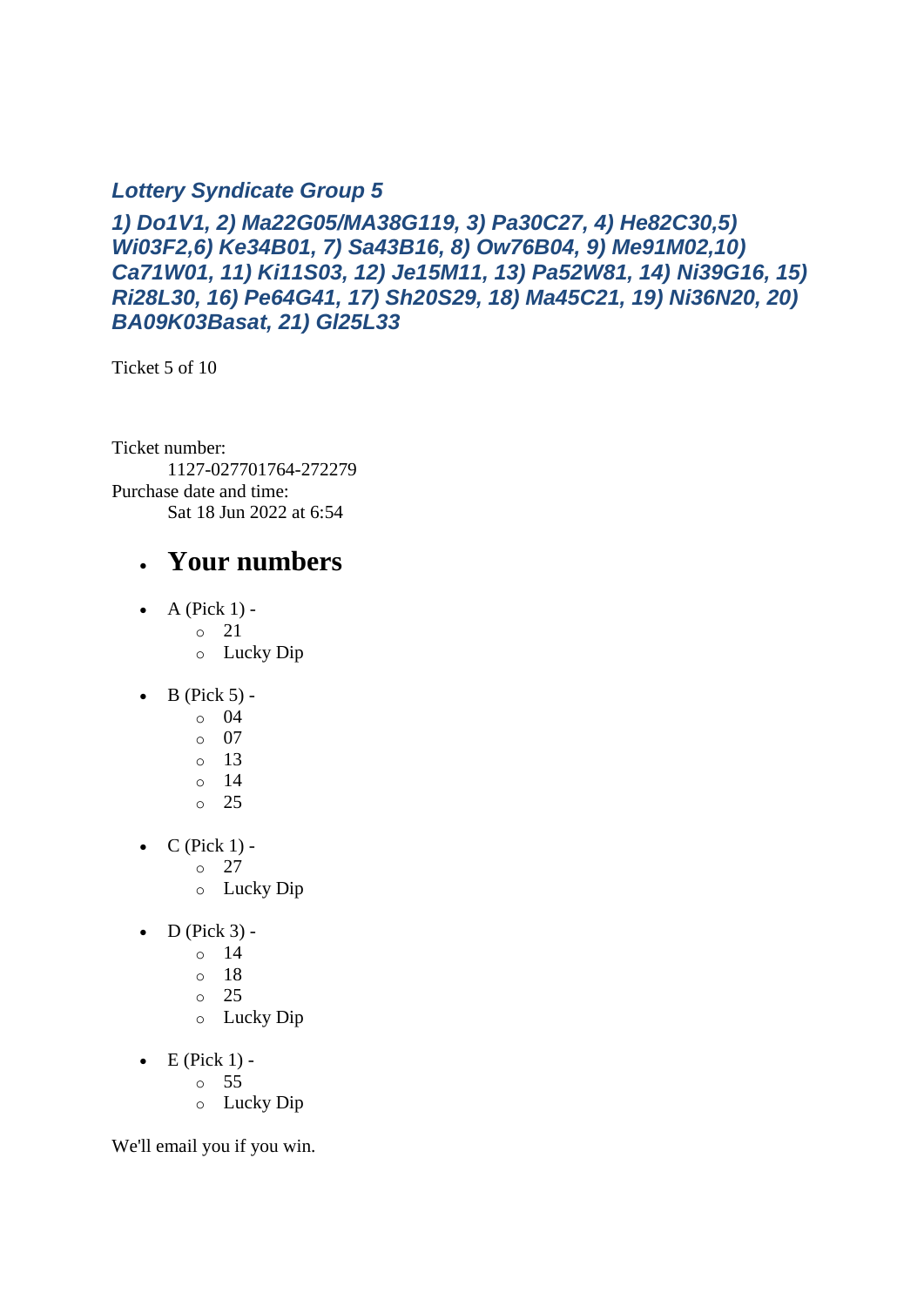### *Lottery Syndicate Group 5*

### *1) Do1V1, 2) Ma22G05/MA38G119, 3) Pa30C27, 4) He82C30,5) Wi03F2,6) Ke34B01, 7) Sa43B16, 8) Ow76B04, 9) Me91M02,10) Ca71W01, 11) Ki11S03, 12) Je15M11, 13) Pa52W81, 14) Ni39G16, 15) Ri28L30, 16) Pe64G41, 17) Sh20S29, 18) Ma45C21, 19) Ni36N20, 20) BA09K03Basat, 21) Gl25L33*

Ticket 5 of 10

Ticket number:
    1127-027701764-272279
Purchase date and time:
    Sat 18 Jun 2022 at 6:54

- ## Your numbers

- A (Pick 1) -
    - 21
    - Lucky Dip
- B (Pick 5) -
    - 04
    - 07
    - 13
    - 14
    - 25
- C (Pick 1) -
    - 27
    - Lucky Dip
- D (Pick 3) -
    - 14
    - 18
    - 25
    - Lucky Dip
- E (Pick 1) -
    - 55
    - Lucky Dip

We'll email you if you win.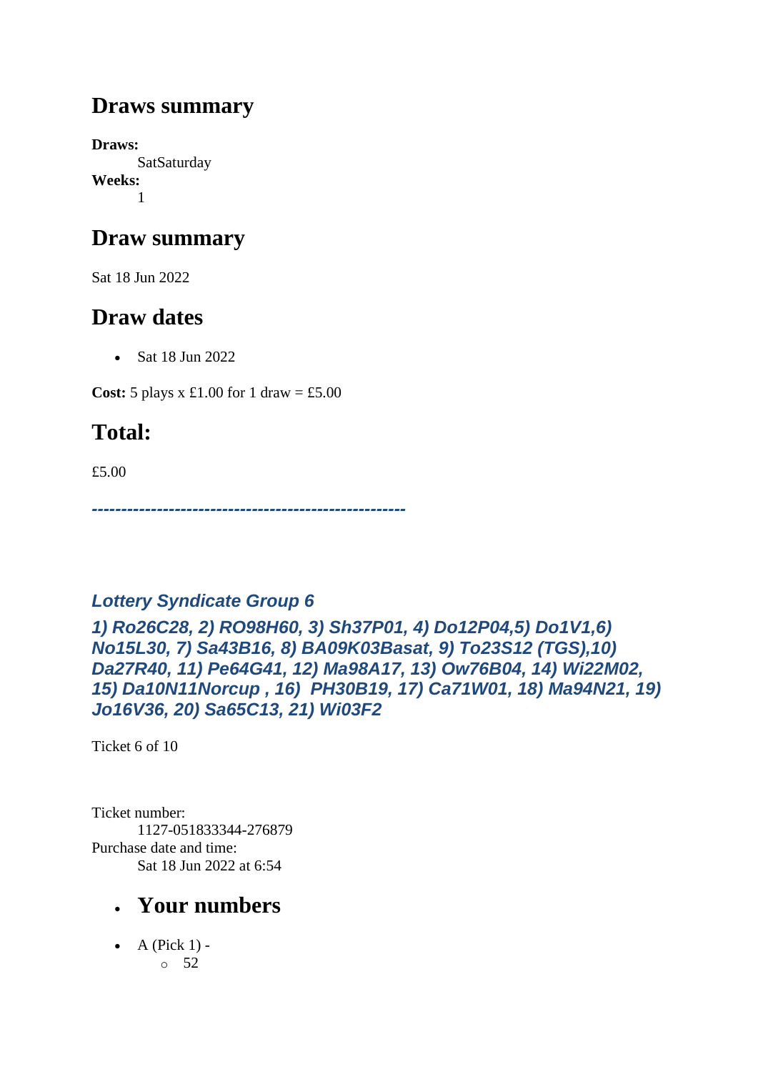## Draws summary

**Draws:**
SatSaturday
**Weeks:**
1

## Draw summary

Sat 18 Jun 2022

## Draw dates

- Sat 18 Jun 2022

**Cost:** 5 plays x £1.00 for 1 draw = £5.00

## Total:

£5.00

***-----------------------------------------------------***

### *Lottery Syndicate Group 6*

### *1) Ro26C28, 2) RO98H60, 3) Sh37P01, 4) Do12P04,5) Do1V1,6) No15L30, 7) Sa43B16, 8) BA09K03Basat, 9) To23S12 (TGS),10) Da27R40, 11) Pe64G41, 12) Ma98A17, 13) Ow76B04, 14) Wi22M02, 15) Da10N11Norcup , 16) PH30B19, 17) Ca71W01, 18) Ma94N21, 19) Jo16V36, 20) Sa65C13, 21) Wi03F2*

Ticket 6 of 10

Ticket number:
1127-051833344-276879
Purchase date and time:
Sat 18 Jun 2022 at 6:54

- ## Your numbers

- A (Pick 1) -
  - 52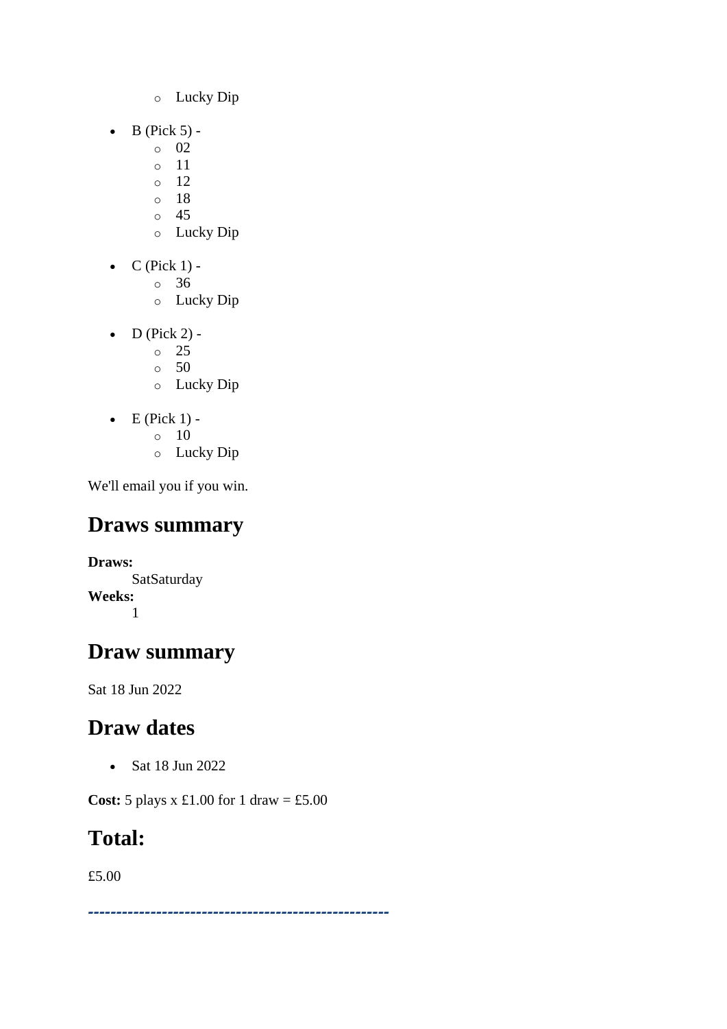- Lucky Dip

- B (Pick 5) -
  - 02
  - 11
  - 12
  - 18
  - 45
  - Lucky Dip

- C (Pick 1) -
  - 36
  - Lucky Dip

- D (Pick 2) -
  - 25
  - 50
  - Lucky Dip

- E (Pick 1) -
  - 10
  - Lucky Dip

We'll email you if you win.

## Draws summary

**Draws:**
SatSaturday
**Weeks:**
1

## Draw summary

Sat 18 Jun 2022

## Draw dates

- Sat 18 Jun 2022

**Cost:** 5 plays x £1.00 for 1 draw = £5.00

## Total:

£5.00

*----------------------------------------------------*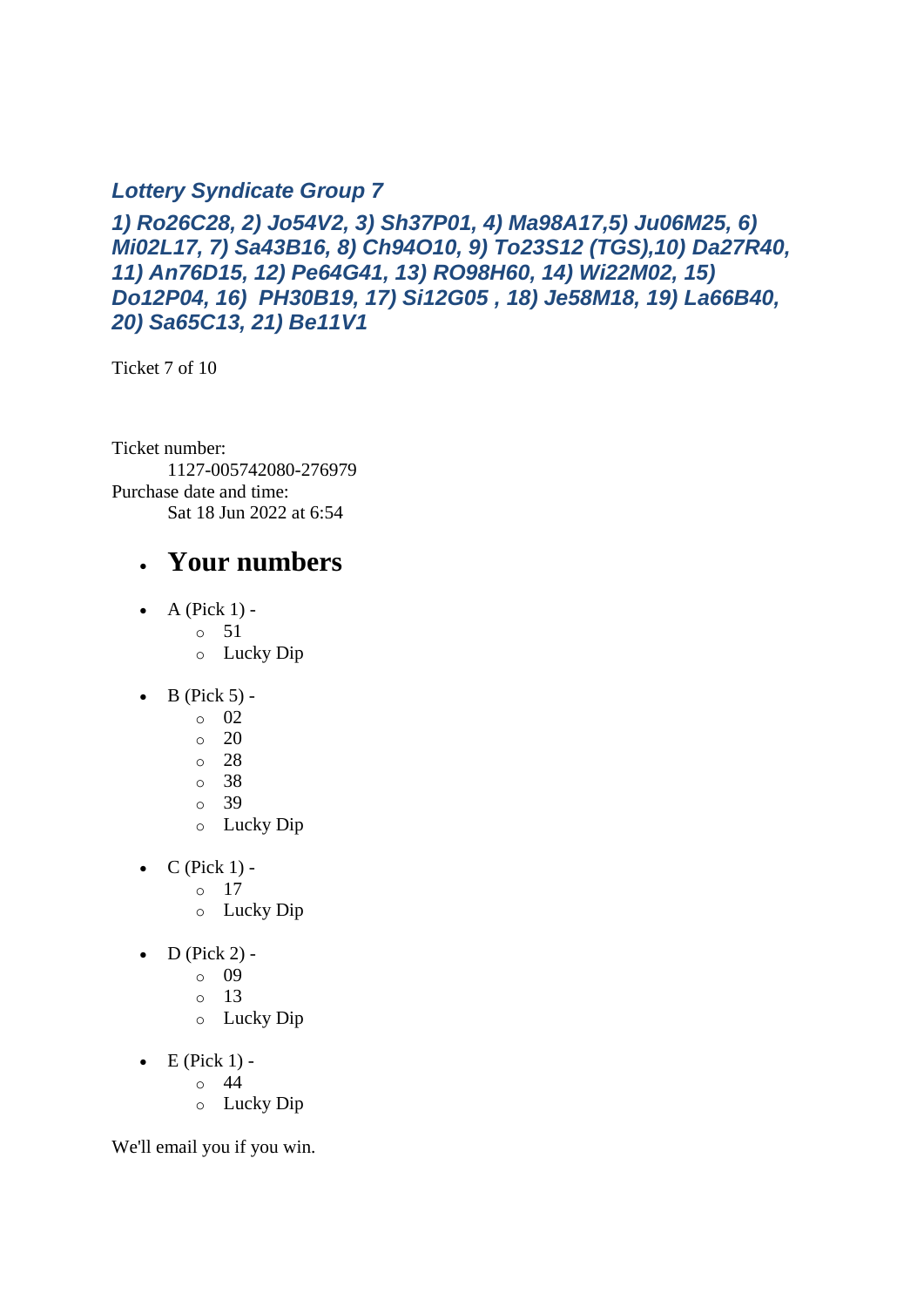### *Lottery Syndicate Group 7*

### *1) Ro26C28, 2) Jo54V2, 3) Sh37P01, 4) Ma98A17,5) Ju06M25, 6) Mi02L17, 7) Sa43B16, 8) Ch94O10, 9) To23S12 (TGS),10) Da27R40, 11) An76D15, 12) Pe64G41, 13) RO98H60, 14) Wi22M02, 15) Do12P04, 16) PH30B19, 17) Si12G05 , 18) Je58M18, 19) La66B40, 20) Sa65C13, 21) Be11V1*

Ticket 7 of 10

Ticket number:
1127-005742080-276979
Purchase date and time:
Sat 18 Jun 2022 at 6:54

- ## Your numbers

- A (Pick 1) -
  - 51
  - Lucky Dip

- B (Pick 5) -
  - 02
  - 20
  - 28
  - 38
  - 39
  - Lucky Dip

- C (Pick 1) -
  - 17
  - Lucky Dip

- D (Pick 2) -
  - 09
  - 13
  - Lucky Dip

- E (Pick 1) -
  - 44
  - Lucky Dip

We'll email you if you win.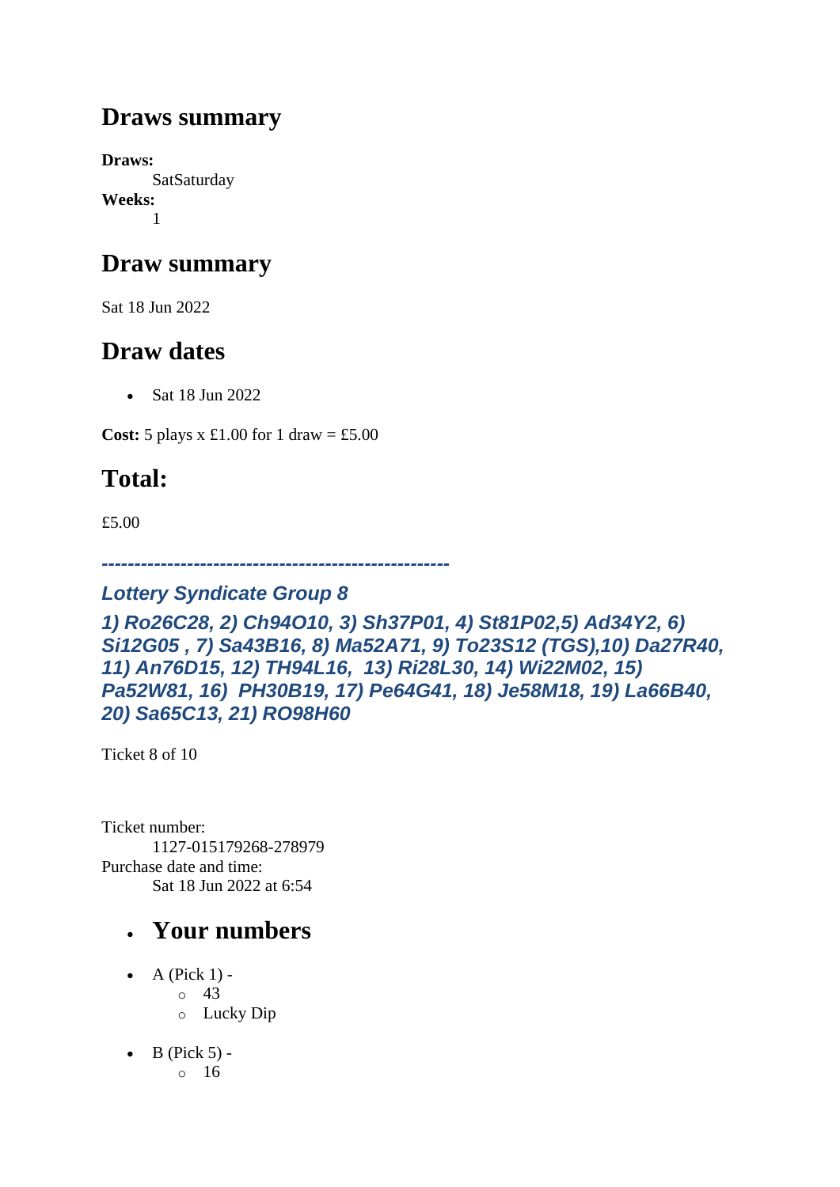## Draws summary

**Draws:**
SatSaturday
**Weeks:**
1

## Draw summary

Sat 18 Jun 2022

## Draw dates

- Sat 18 Jun 2022

**Cost:** 5 plays x £1.00 for 1 draw = £5.00

## Total:

£5.00

*-----------------------------------------------------*

### *Lottery Syndicate Group 8*

### *1) Ro26C28, 2) Ch94O10, 3) Sh37P01, 4) St81P02,5) Ad34Y2, 6) Si12G05 , 7) Sa43B16, 8) Ma52A71, 9) To23S12 (TGS),10) Da27R40, 11) An76D15, 12) TH94L16, 13) Ri28L30, 14) Wi22M02, 15) Pa52W81, 16) PH30B19, 17) Pe64G41, 18) Je58M18, 19) La66B40, 20) Sa65C13, 21) RO98H60*

Ticket 8 of 10

Ticket number:
1127-015179268-278979
Purchase date and time:
Sat 18 Jun 2022 at 6:54

- ## Your numbers

- A (Pick 1) -
  - 43
  - Lucky Dip
- B (Pick 5) -
  - 16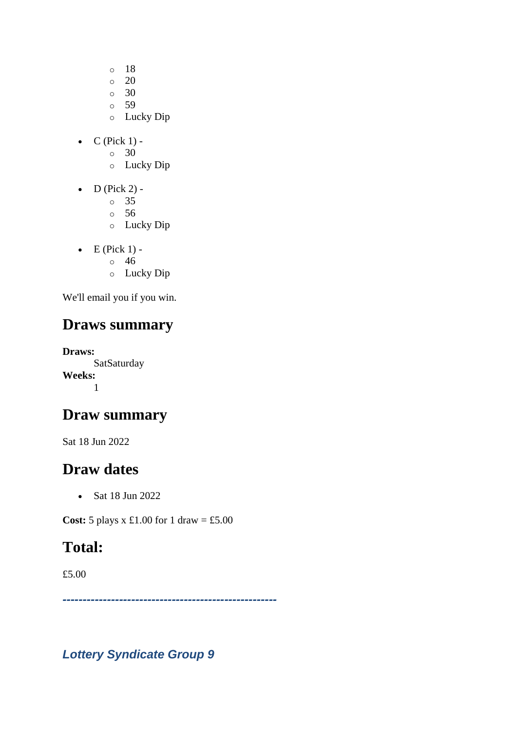- 18
    - 20
    - 30
    - 59
    - Lucky Dip

- C (Pick 1) -
    - 30
    - Lucky Dip

- D (Pick 2) -
    - 35
    - 56
    - Lucky Dip

- E (Pick 1) -
    - 46
    - Lucky Dip

We'll email you if you win.

## Draws summary

**Draws:**
SatSaturday

**Weeks:**
1

## Draw summary

Sat 18 Jun 2022

## Draw dates

- Sat 18 Jun 2022

**Cost:** 5 plays x £1.00 for 1 draw = £5.00

## Total:

£5.00

***----------------------------------------------------***

***Lottery Syndicate Group 9***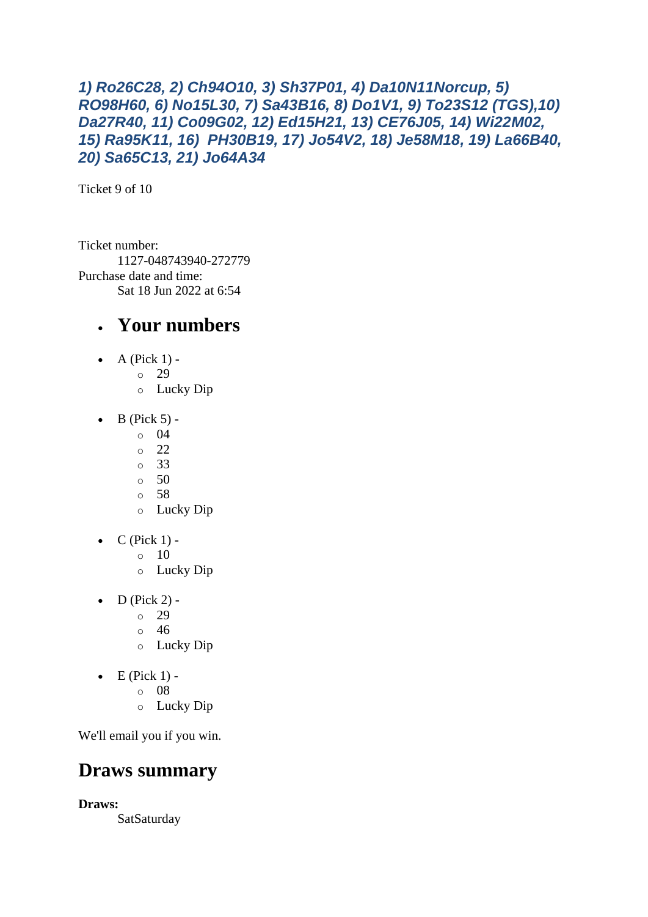***1) Ro26C28, 2) Ch94O10, 3) Sh37P01, 4) Da10N11Norcup, 5) RO98H60, 6) No15L30, 7) Sa43B16, 8) Do1V1, 9) To23S12 (TGS),10) Da27R40, 11) Co09G02, 12) Ed15H21, 13) CE76J05, 14) Wi22M02, 15) Ra95K11, 16) PH30B19, 17) Jo54V2, 18) Je58M18, 19) La66B40, 20) Sa65C13, 21) Jo64A34***

Ticket 9 of 10

Ticket number:
    1127-048743940-272779
Purchase date and time:
    Sat 18 Jun 2022 at 6:54

- # Your numbers

- A (Pick 1) -
  - 29
  - Lucky Dip
- B (Pick 5) -
  - 04
  - 22
  - 33
  - 50
  - 58
  - Lucky Dip
- C (Pick 1) -
  - 10
  - Lucky Dip
- D (Pick 2) -
  - 29
  - 46
  - Lucky Dip
- E (Pick 1) -
  - 08
  - Lucky Dip

We'll email you if you win.

## Draws summary

**Draws:**
    SatSaturday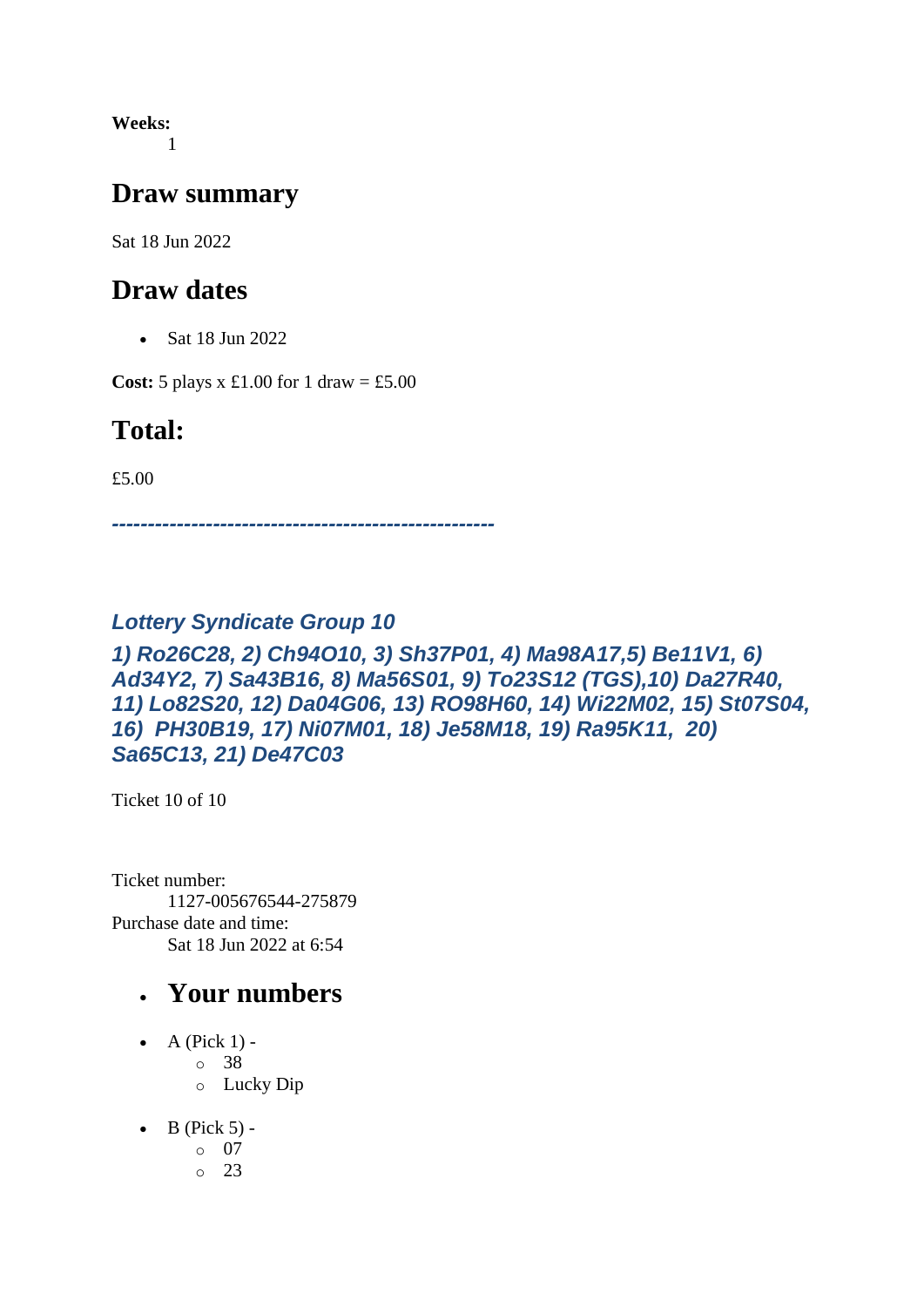**Weeks:**
  1

## Draw summary

Sat 18 Jun 2022

## Draw dates

- Sat 18 Jun 2022

**Cost:** 5 plays x £1.00 for 1 draw = £5.00

## Total:

£5.00

***----------------------------------------------------***

### *Lottery Syndicate Group 10*

### *1) Ro26C28, 2) Ch94O10, 3) Sh37P01, 4) Ma98A17,5) Be11V1, 6) Ad34Y2, 7) Sa43B16, 8) Ma56S01, 9) To23S12 (TGS),10) Da27R40, 11) Lo82S20, 12) Da04G06, 13) RO98H60, 14) Wi22M02, 15) St07S04, 16) PH30B19, 17) Ni07M01, 18) Je58M18, 19) Ra95K11, 20) Sa65C13, 21) De47C03*

Ticket 10 of 10

Ticket number:
  1127-005676544-275879
Purchase date and time:
  Sat 18 Jun 2022 at 6:54

- ## Your numbers

- A (Pick 1) -
  - 38
  - Lucky Dip
- B (Pick 5) -
  - 07
  - 23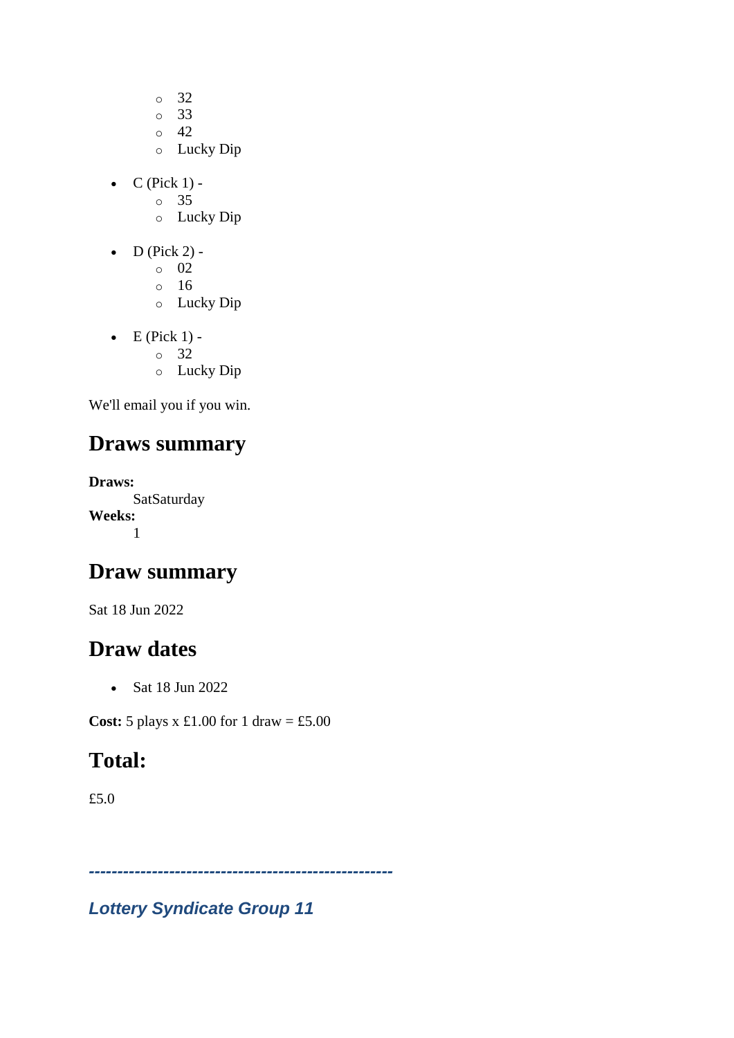- 32
    - 33
    - 42
    - Lucky Dip

- C (Pick 1) -
    - 35
    - Lucky Dip

- D (Pick 2) -
    - 02
    - 16
    - Lucky Dip

- E (Pick 1) -
    - 32
    - Lucky Dip

We'll email you if you win.

## Draws summary

**Draws:**
SatSaturday
**Weeks:**
1

## Draw summary

Sat 18 Jun 2022

## Draw dates

- Sat 18 Jun 2022

**Cost:** 5 plays x £1.00 for 1 draw = £5.00

## Total:

£5.0

***----------------------------------------------------***

***Lottery Syndicate Group 11***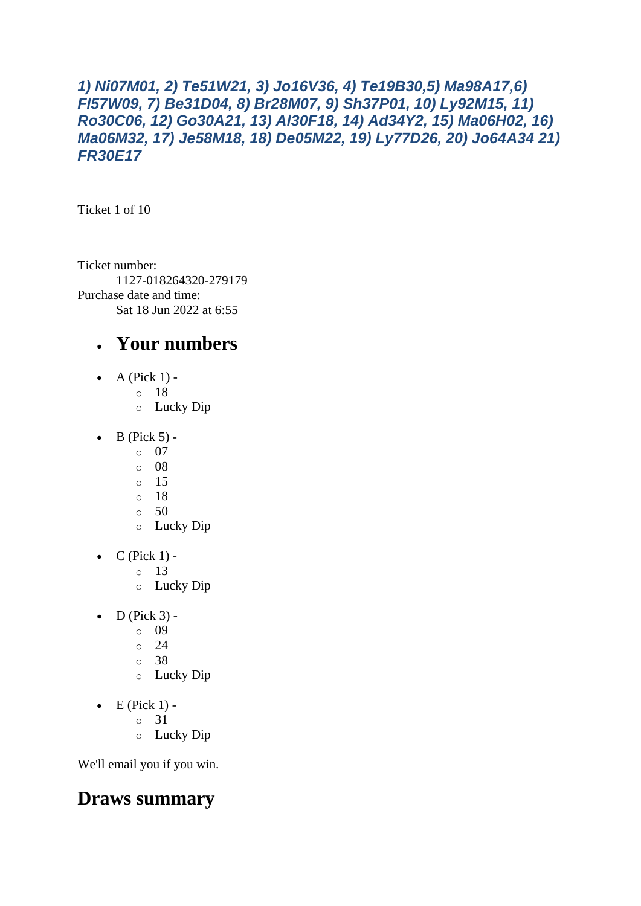***1) Ni07M01, 2) Te51W21, 3) Jo16V36, 4) Te19B30,5) Ma98A17,6) Fl57W09, 7) Be31D04, 8) Br28M07, 9) Sh37P01, 10) Ly92M15, 11) Ro30C06, 12) Go30A21, 13) Al30F18, 14) Ad34Y2, 15) Ma06H02, 16) Ma06M32, 17) Je58M18, 18) De05M22, 19) Ly77D26, 20) Jo64A34 21) FR30E17***

Ticket 1 of 10

Ticket number:
 1127-018264320-279179
Purchase date and time:
 Sat 18 Jun 2022 at 6:55

- ## Your numbers

- A (Pick 1) -
  - 18
  - Lucky Dip

- B (Pick 5) -
  - 07
  - 08
  - 15
  - 18
  - 50
  - Lucky Dip

- C (Pick 1) -
  - 13
  - Lucky Dip

- D (Pick 3) -
  - 09
  - 24
  - 38
  - Lucky Dip

- E (Pick 1) -
  - 31
  - Lucky Dip

We'll email you if you win.

## Draws summary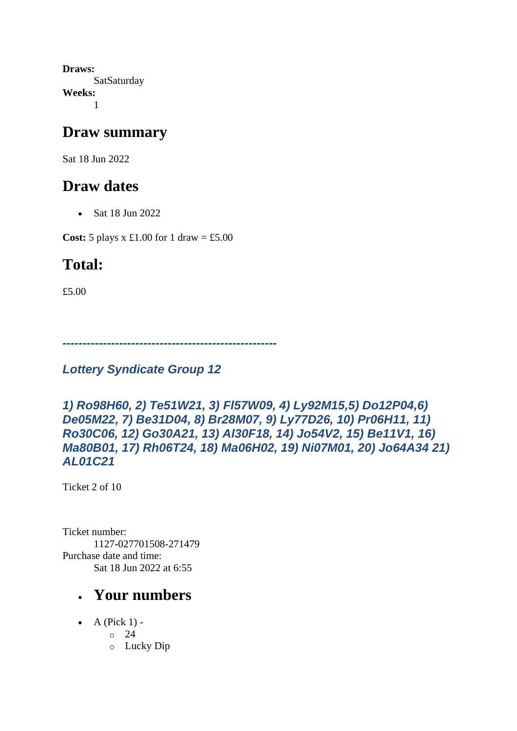**Draws:**
  SatSaturday
**Weeks:**
  1

## Draw summary

Sat 18 Jun 2022

## Draw dates

- Sat 18 Jun 2022

**Cost:** 5 plays x £1.00 for 1 draw = £5.00

## Total:

£5.00

***-----------------------------------------------------***

### *Lottery Syndicate Group 12*

### *1) Ro98H60, 2) Te51W21, 3) Fl57W09, 4) Ly92M15,5) Do12P04,6) De05M22, 7) Be31D04, 8) Br28M07, 9) Ly77D26, 10) Pr06H11, 11) Ro30C06, 12) Go30A21, 13) Al30F18, 14) Jo54V2, 15) Be11V1, 16) Ma80B01, 17) Rh06T24, 18) Ma06H02, 19) Ni07M01, 20) Jo64A34 21) AL01C21*

Ticket 2 of 10

Ticket number:
  1127-027701508-271479
Purchase date and time:
  Sat 18 Jun 2022 at 6:55

- ## Your numbers

- A (Pick 1) -
  - 24
  - Lucky Dip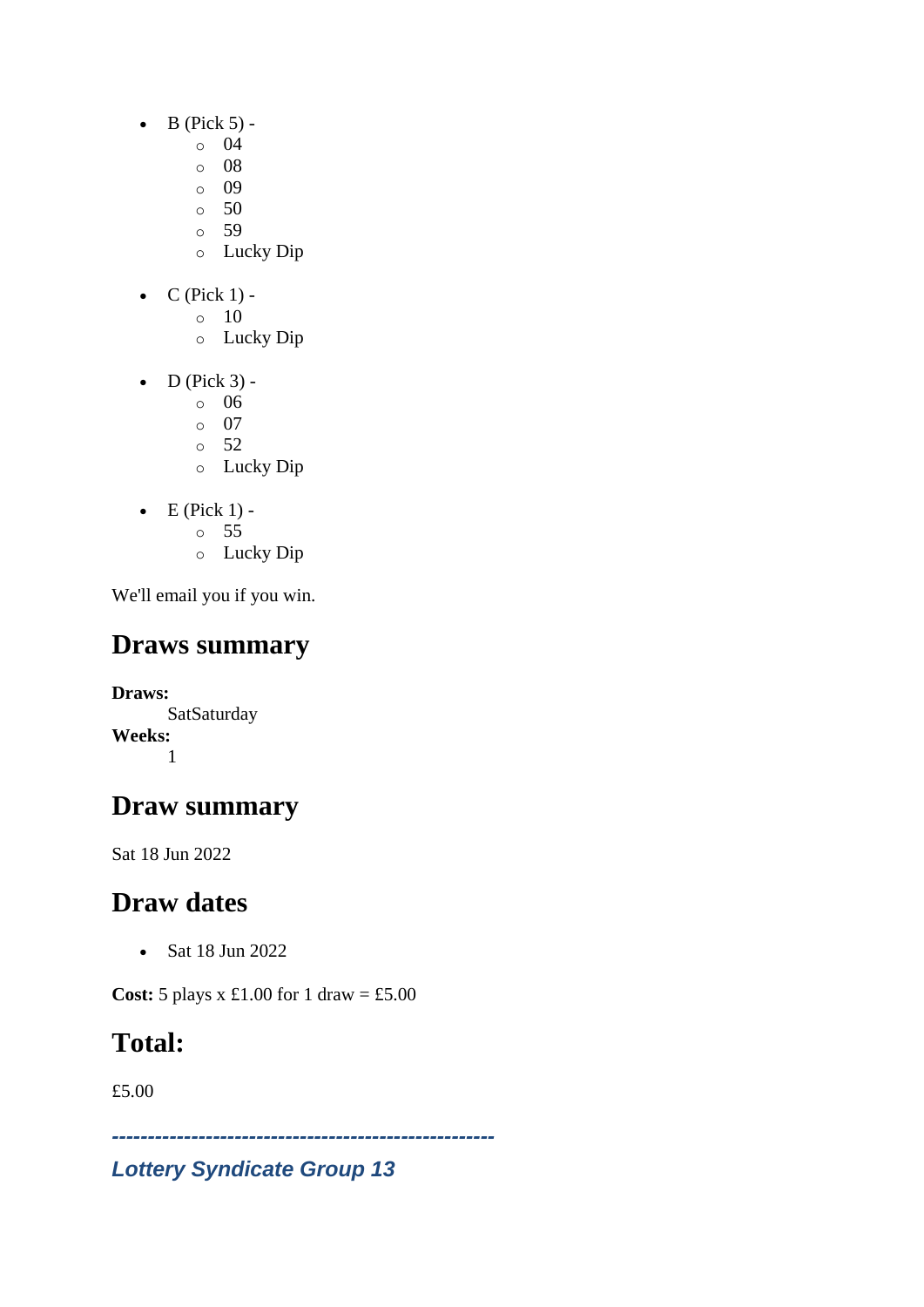- B (Pick 5) -
  - 04
  - 08
  - 09
  - 50
  - 59
  - Lucky Dip
- C (Pick 1) -
  - 10
  - Lucky Dip
- D (Pick 3) -
  - 06
  - 07
  - 52
  - Lucky Dip
- E (Pick 1) -
  - 55
  - Lucky Dip

We'll email you if you win.

## Draws summary

**Draws:**
SatSaturday

**Weeks:**
1

## Draw summary

Sat 18 Jun 2022

## Draw dates

- Sat 18 Jun 2022

**Cost:** 5 plays x £1.00 for 1 draw = £5.00

## Total:

£5.00

***-----------------------------------------------------***

***Lottery Syndicate Group 13***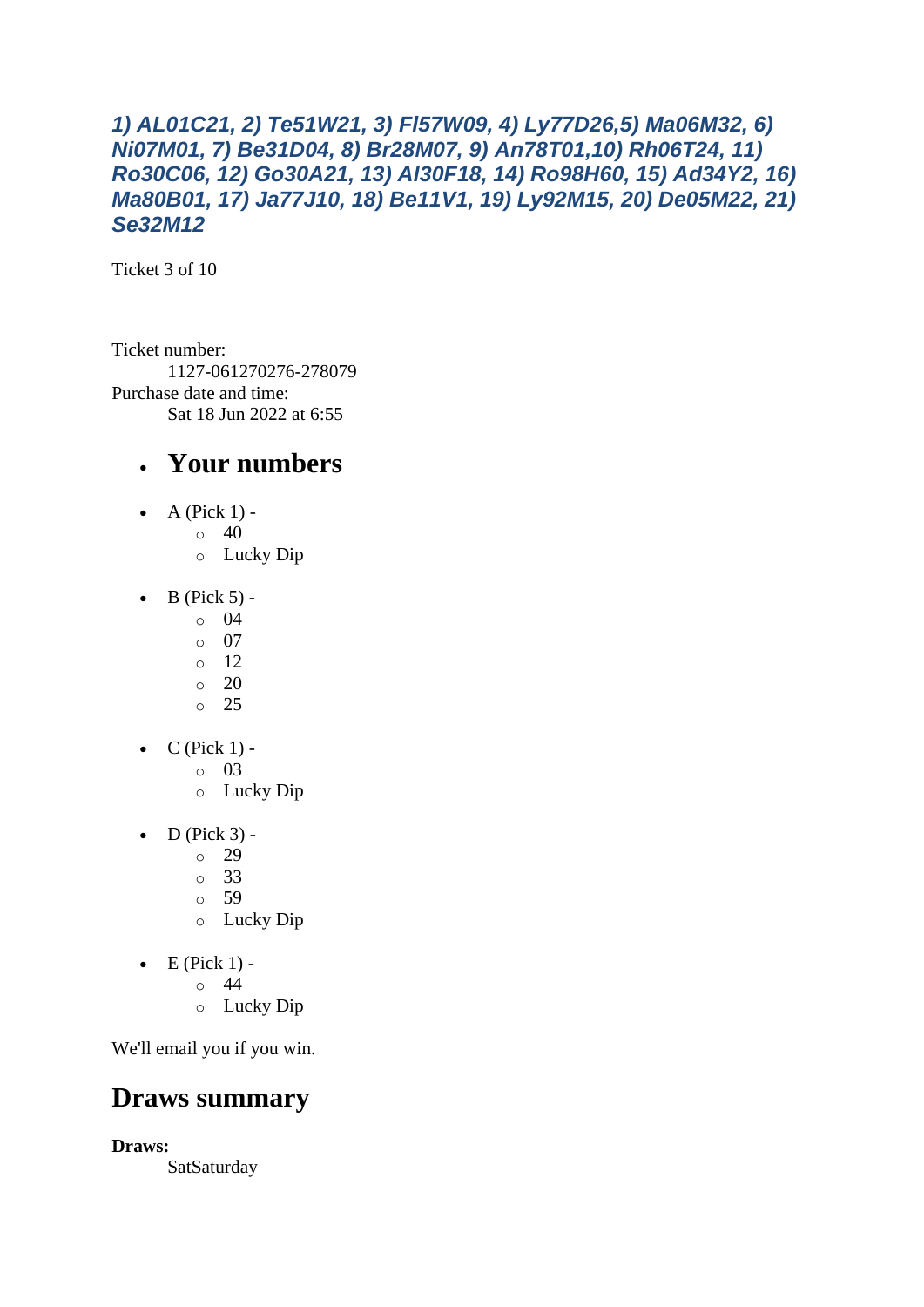***1) AL01C21, 2) Te51W21, 3) Fl57W09, 4) Ly77D26,5) Ma06M32, 6) Ni07M01, 7) Be31D04, 8) Br28M07, 9) An78T01,10) Rh06T24, 11) Ro30C06, 12) Go30A21, 13) Al30F18, 14) Ro98H60, 15) Ad34Y2, 16) Ma80B01, 17) Ja77J10, 18) Be11V1, 19) Ly92M15, 20) De05M22, 21) Se32M12***

Ticket 3 of 10

Ticket number:
    1127-061270276-278079
Purchase date and time:
    Sat 18 Jun 2022 at 6:55

- ## Your numbers

- A (Pick 1) -
    - 40
    - Lucky Dip
- B (Pick 5) -
    - 04
    - 07
    - 12
    - 20
    - 25
- C (Pick 1) -
    - 03
    - Lucky Dip
- D (Pick 3) -
    - 29
    - 33
    - 59
    - Lucky Dip
- E (Pick 1) -
    - 44
    - Lucky Dip

We'll email you if you win.

## Draws summary

**Draws:**
    SatSaturday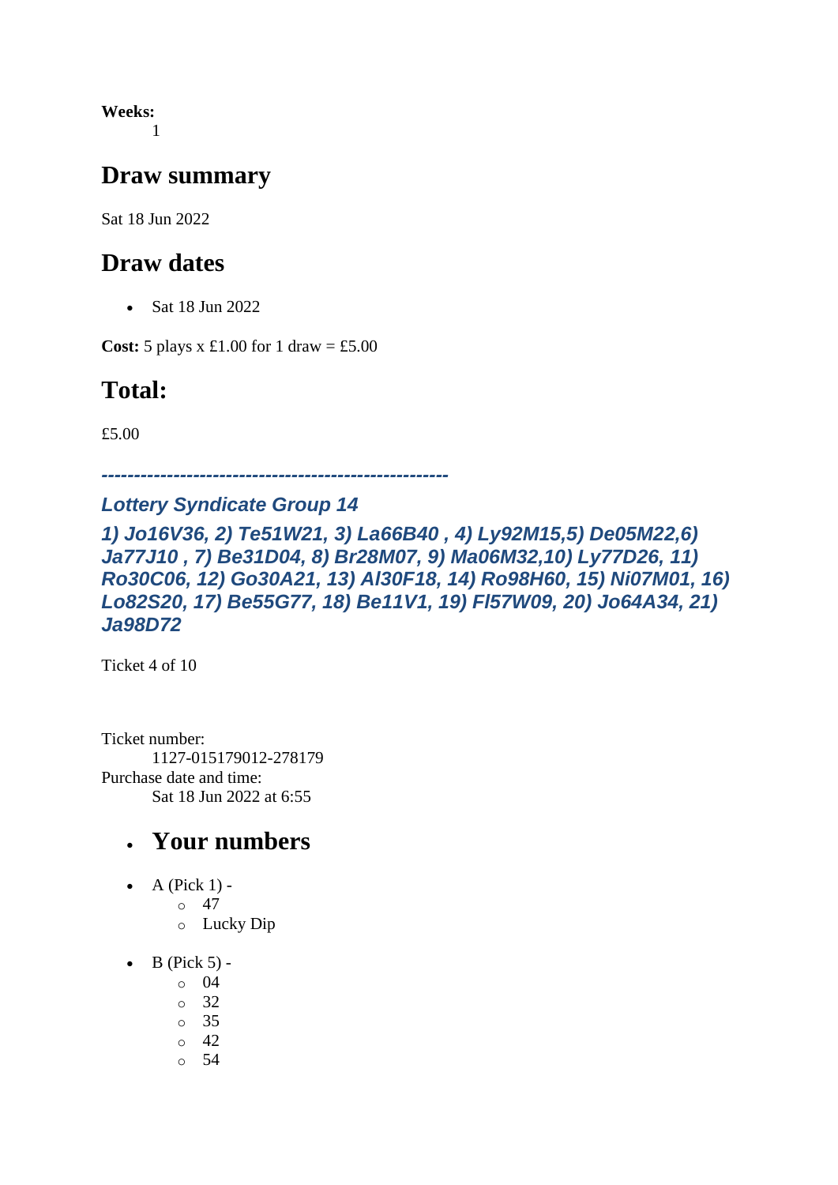**Weeks:**
1

## Draw summary

Sat 18 Jun 2022

## Draw dates

- Sat 18 Jun 2022

**Cost:** 5 plays x £1.00 for 1 draw = £5.00

## Total:

£5.00

***----------------------------------------------------***

### *Lottery Syndicate Group 14*

### *1) Jo16V36, 2) Te51W21, 3) La66B40 , 4) Ly92M15,5) De05M22,6) Ja77J10 , 7) Be31D04, 8) Br28M07, 9) Ma06M32,10) Ly77D26, 11) Ro30C06, 12) Go30A21, 13) Al30F18, 14) Ro98H60, 15) Ni07M01, 16) Lo82S20, 17) Be55G77, 18) Be11V1, 19) Fl57W09, 20) Jo64A34, 21) Ja98D72*

Ticket 4 of 10

Ticket number:
1127-015179012-278179
Purchase date and time:
Sat 18 Jun 2022 at 6:55

- ## Your numbers

- A (Pick 1) -
  - 47
  - Lucky Dip
- B (Pick 5) -
  - 04
  - 32
  - 35
  - 42
  - 54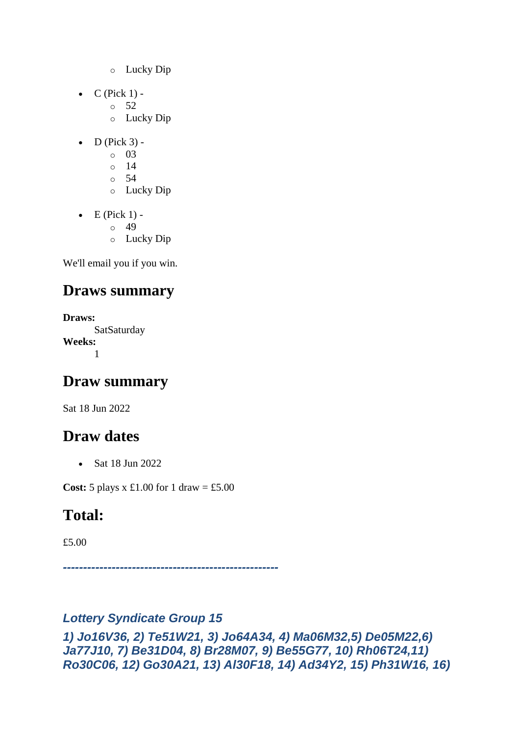- Lucky Dip

- C (Pick 1) -
    - 52
    - Lucky Dip

- D (Pick 3) -
    - 03
    - 14
    - 54
    - Lucky Dip

- E (Pick 1) -
    - 49
    - Lucky Dip

We'll email you if you win.

## Draws summary

**Draws:**
SatSaturday
**Weeks:**
1

## Draw summary

Sat 18 Jun 2022

## Draw dates

- Sat 18 Jun 2022

**Cost:** 5 plays x £1.00 for 1 draw = £5.00

## Total:

£5.00

***----------------------------------------------------***

***Lottery Syndicate Group 15***

***1) Jo16V36, 2) Te51W21, 3) Jo64A34, 4) Ma06M32,5) De05M22,6) Ja77J10, 7) Be31D04, 8) Br28M07, 9) Be55G77, 10) Rh06T24,11) Ro30C06, 12) Go30A21, 13) Al30F18, 14) Ad34Y2, 15) Ph31W16, 16)***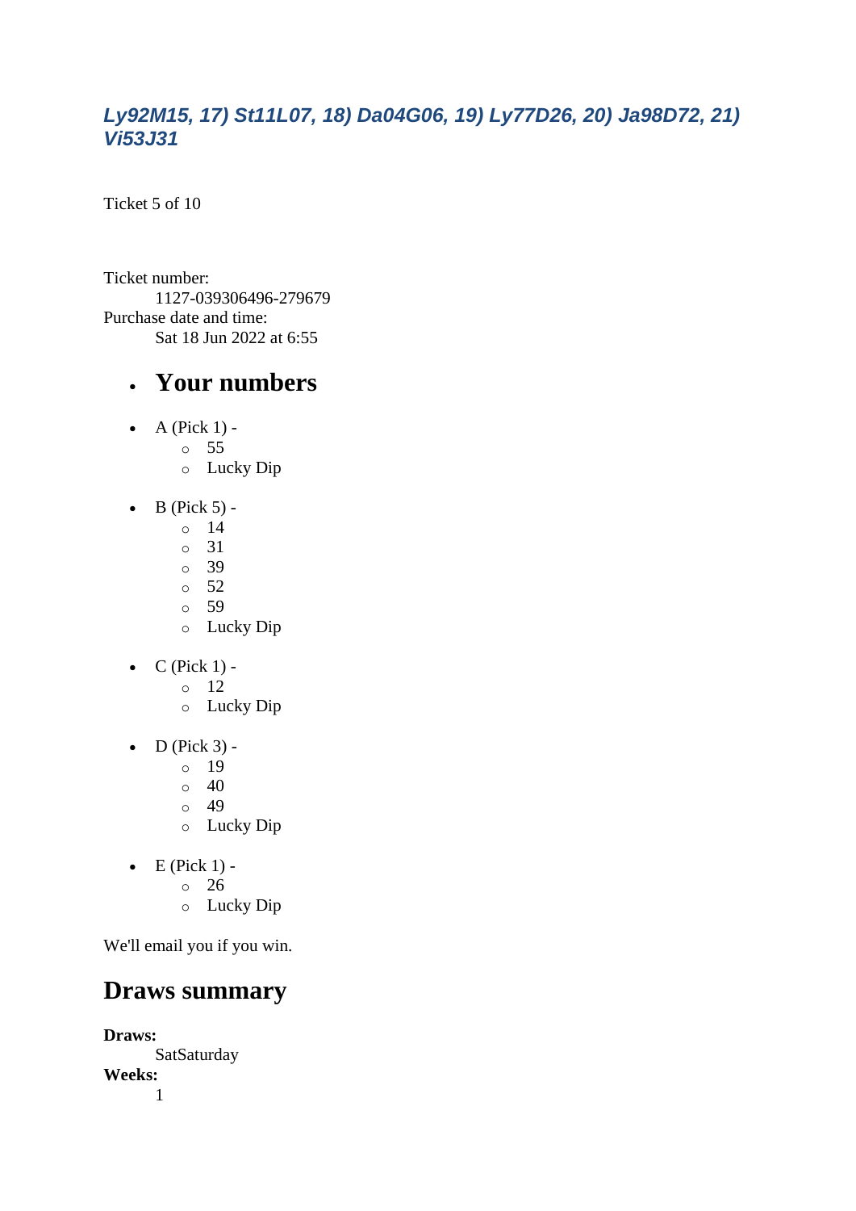***Ly92M15, 17) St11L07, 18) Da04G06, 19) Ly77D26, 20) Ja98D72, 21) Vi53J31***

Ticket 5 of 10

Ticket number:
    1127-039306496-279679
Purchase date and time:
    Sat 18 Jun 2022 at 6:55

- # Your numbers

- A (Pick 1) -
  - 55
  - Lucky Dip
- B (Pick 5) -
  - 14
  - 31
  - 39
  - 52
  - 59
  - Lucky Dip
- C (Pick 1) -
  - 12
  - Lucky Dip
- D (Pick 3) -
  - 19
  - 40
  - 49
  - Lucky Dip
- E (Pick 1) -
  - 26
  - Lucky Dip

We'll email you if you win.

## Draws summary

**Draws:**
    SatSaturday
**Weeks:**
    1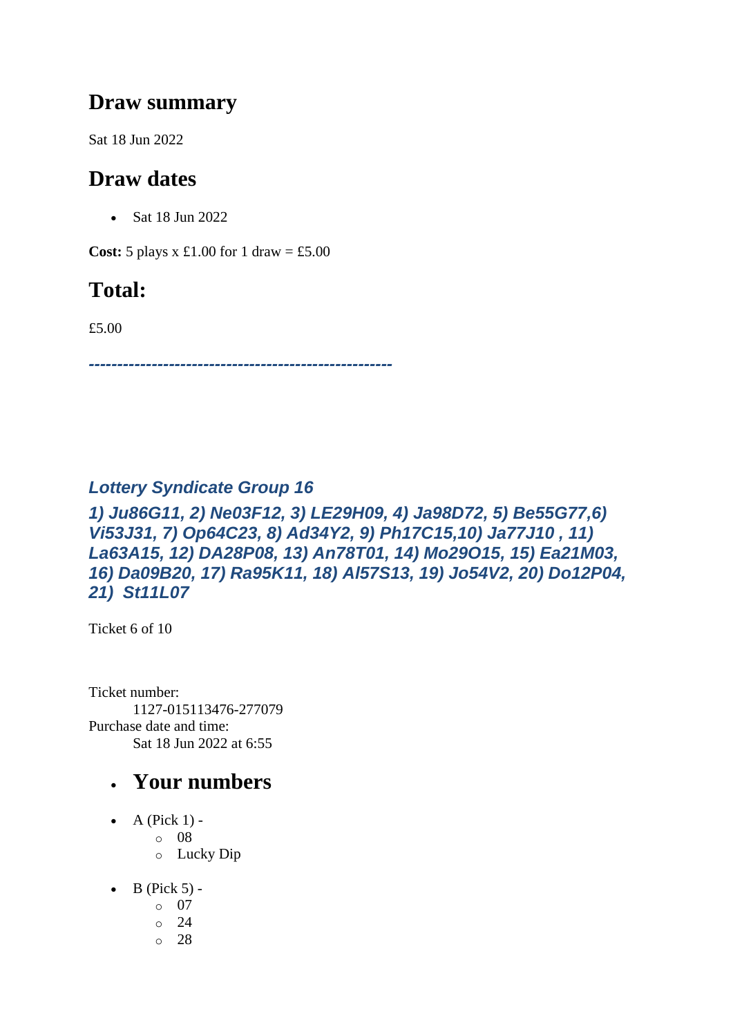## Draw summary

Sat 18 Jun 2022

## Draw dates

- Sat 18 Jun 2022

**Cost:** 5 plays x £1.00 for 1 draw = £5.00

## Total:

£5.00

*----------------------------------------------------*

### *Lottery Syndicate Group 16*

### *1) Ju86G11, 2) Ne03F12, 3) LE29H09, 4) Ja98D72, 5) Be55G77,6) Vi53J31, 7) Op64C23, 8) Ad34Y2, 9) Ph17C15,10) Ja77J10 , 11) La63A15, 12) DA28P08, 13) An78T01, 14) Mo29O15, 15) Ea21M03, 16) Da09B20, 17) Ra95K11, 18) Al57S13, 19) Jo54V2, 20) Do12P04, 21) St11L07*

Ticket 6 of 10

Ticket number:
    1127-015113476-277079
Purchase date and time:
    Sat 18 Jun 2022 at 6:55

- ## Your numbers

- A (Pick 1) -
  - 08
  - Lucky Dip
- B (Pick 5) -
  - 07
  - 24
  - 28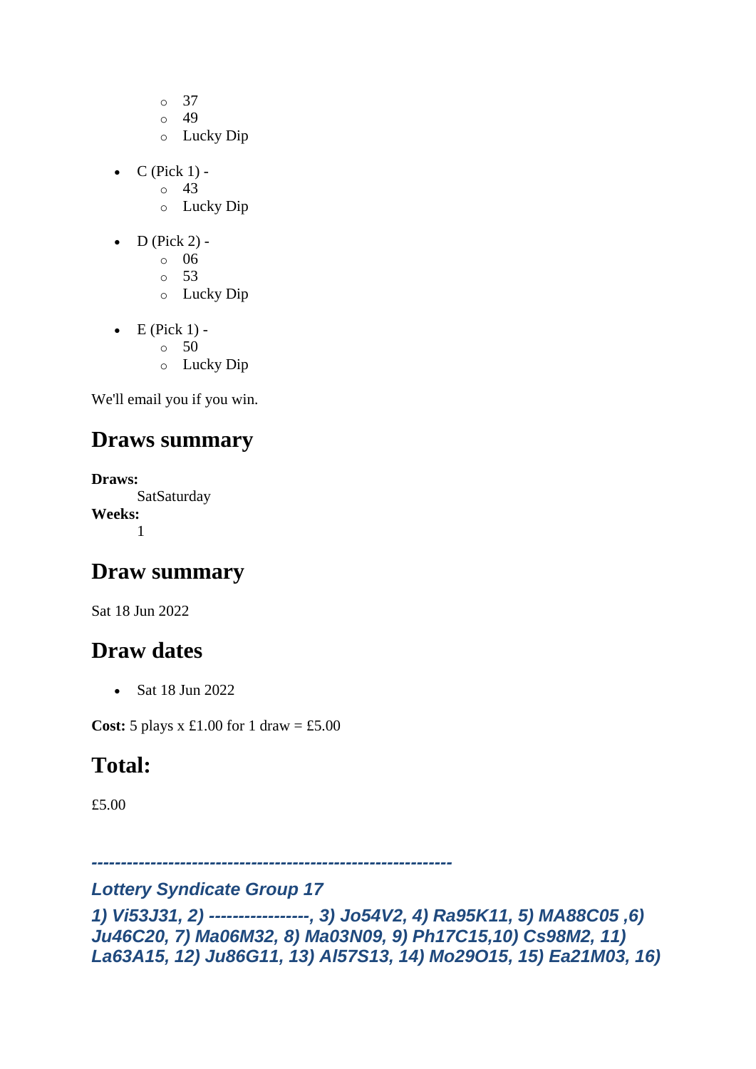- 37
    - 49
    - Lucky Dip

- C (Pick 1) -
    - 43
    - Lucky Dip

- D (Pick 2) -
    - 06
    - 53
    - Lucky Dip

- E (Pick 1) -
    - 50
    - Lucky Dip

We'll email you if you win.

## Draws summary

**Draws:**
: SatSaturday

**Weeks:**
: 1

## Draw summary

Sat 18 Jun 2022

## Draw dates

- Sat 18 Jun 2022

**Cost:** 5 plays x £1.00 for 1 draw = £5.00

## Total:

£5.00

***-------------------------------------------------------------***

***Lottery Syndicate Group 17***

***1) Vi53J31, 2) -----------------, 3) Jo54V2, 4) Ra95K11, 5) MA88C05 ,6) Ju46C20, 7) Ma06M32, 8) Ma03N09, 9) Ph17C15,10) Cs98M2, 11) La63A15, 12) Ju86G11, 13) Al57S13, 14) Mo29O15, 15) Ea21M03, 16)***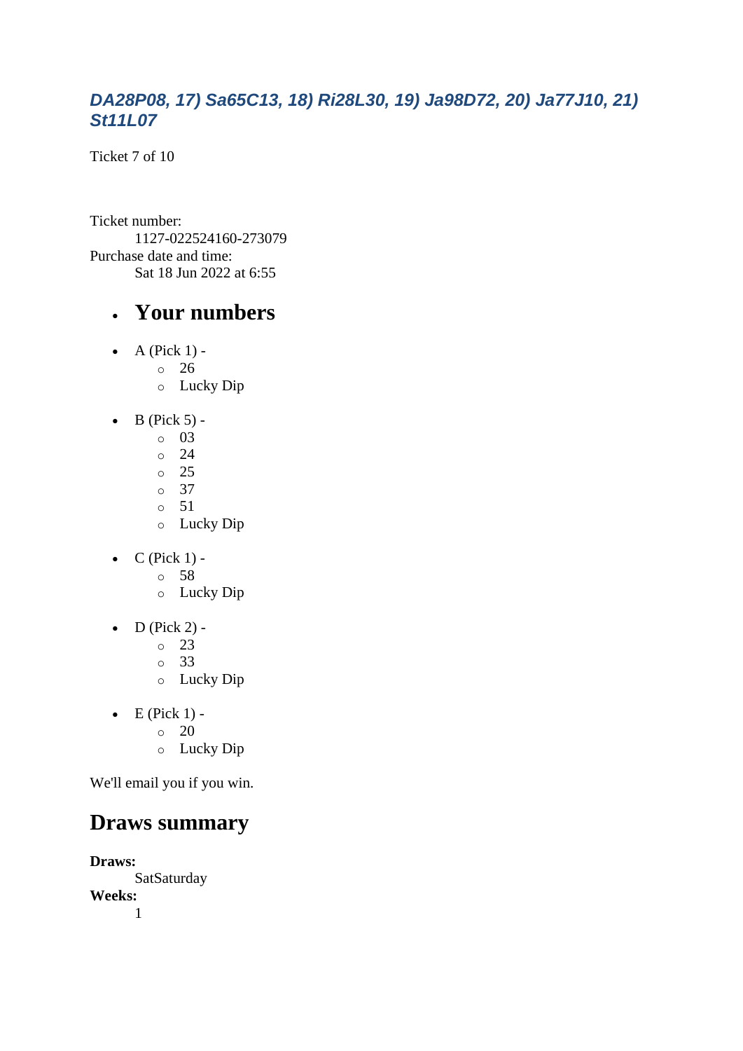### *DA28P08, 17) Sa65C13, 18) Ri28L30, 19) Ja98D72, 20) Ja77J10, 21) St11L07*

Ticket 7 of 10

Ticket number:
: 1127-022524160-273079

Purchase date and time:
: Sat 18 Jun 2022 at 6:55

- ## Your numbers

- A (Pick 1) -
    - 26
    - Lucky Dip
- B (Pick 5) -
    - 03
    - 24
    - 25
    - 37
    - 51
    - Lucky Dip
- C (Pick 1) -
    - 58
    - Lucky Dip
- D (Pick 2) -
    - 23
    - 33
    - Lucky Dip
- E (Pick 1) -
    - 20
    - Lucky Dip

We'll email you if you win.

## Draws summary

**Draws:**
: SatSaturday

**Weeks:**
: 1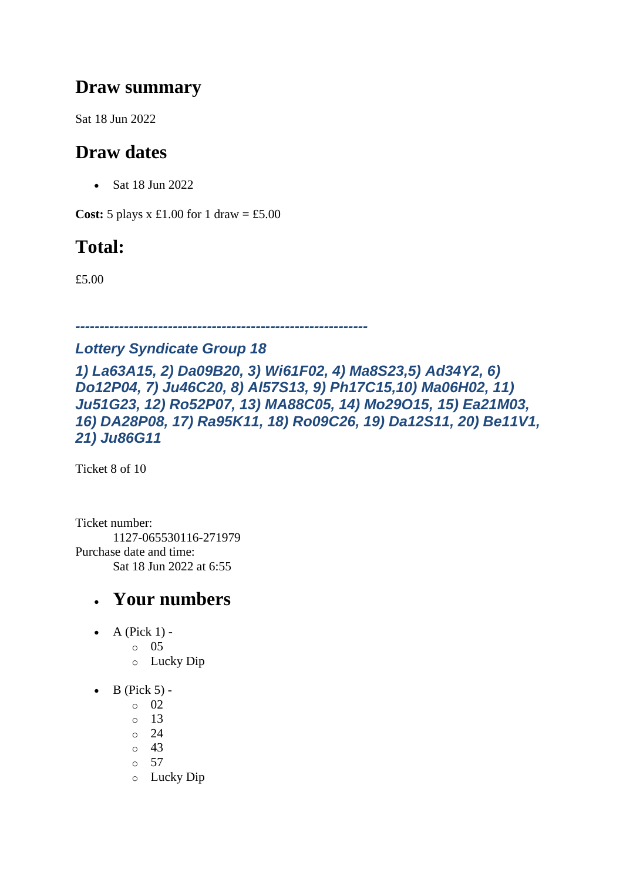## Draw summary

Sat 18 Jun 2022

## Draw dates

- Sat 18 Jun 2022

**Cost:** 5 plays x £1.00 for 1 draw = £5.00

## Total:

£5.00

***-----------------------------------------------------------***

***Lottery Syndicate Group 18***

***1) La63A15, 2) Da09B20, 3) Wi61F02, 4) Ma8S23,5) Ad34Y2, 6) Do12P04, 7) Ju46C20, 8) Al57S13, 9) Ph17C15,10) Ma06H02, 11) Ju51G23, 12) Ro52P07, 13) MA88C05, 14) Mo29O15, 15) Ea21M03, 16) DA28P08, 17) Ra95K11, 18) Ro09C26, 19) Da12S11, 20) Be11V1, 21) Ju86G11***

Ticket 8 of 10

Ticket number:
  1127-065530116-271979
Purchase date and time:
  Sat 18 Jun 2022 at 6:55

- ## Your numbers

- A (Pick 1) -
  - 05
  - Lucky Dip
- B (Pick 5) -
  - 02
  - 13
  - 24
  - 43
  - 57
  - Lucky Dip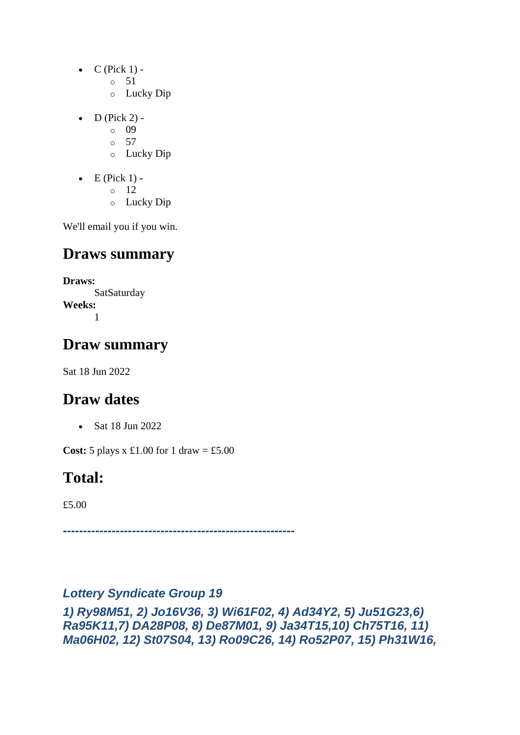- C (Pick 1) -
  - 51
  - Lucky Dip
- D (Pick 2) -
  - 09
  - 57
  - Lucky Dip
- E (Pick 1) -
  - 12
  - Lucky Dip

We'll email you if you win.

## Draws summary

**Draws:**
: SatSaturday

**Weeks:**
: 1

## Draw summary

Sat 18 Jun 2022

## Draw dates

- Sat 18 Jun 2022

**Cost:** 5 plays x £1.00 for 1 draw = £5.00

## Total:

£5.00

***---------------------------------------------------------***

***Lottery Syndicate Group 19***

***1) Ry98M51, 2) Jo16V36, 3) Wi61F02, 4) Ad34Y2, 5) Ju51G23,6) Ra95K11,7) DA28P08, 8) De87M01, 9) Ja34T15,10) Ch75T16, 11) Ma06H02, 12) St07S04, 13) Ro09C26, 14) Ro52P07, 15) Ph31W16,***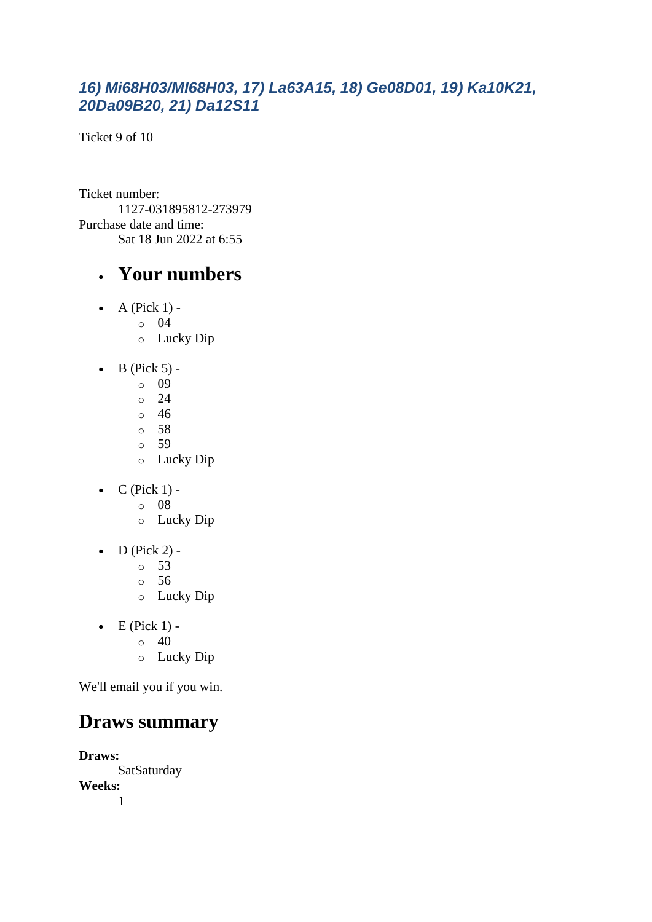### *16) Mi68H03/MI68H03, 17) La63A15, 18) Ge08D01, 19) Ka10K21, 20Da09B20, 21) Da12S11*

Ticket 9 of 10

Ticket number:
: 1127-031895812-273979

Purchase date and time:
: Sat 18 Jun 2022 at 6:55

- ## Your numbers

- A (Pick 1) -
  - 04
  - Lucky Dip
- B (Pick 5) -
  - 09
  - 24
  - 46
  - 58
  - 59
  - Lucky Dip
- C (Pick 1) -
  - 08
  - Lucky Dip
- D (Pick 2) -
  - 53
  - 56
  - Lucky Dip
- E (Pick 1) -
  - 40
  - Lucky Dip

We'll email you if you win.

## Draws summary

**Draws:**
: SatSaturday

**Weeks:**
: 1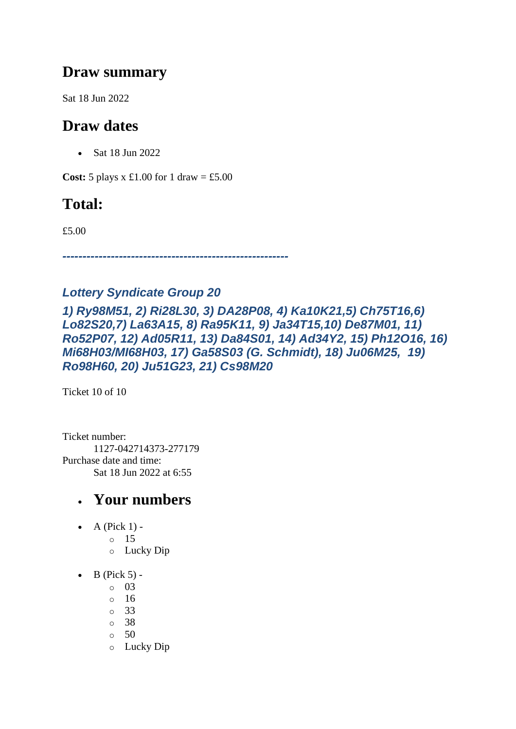## Draw summary

Sat 18 Jun 2022

## Draw dates

- Sat 18 Jun 2022

**Cost:** 5 plays x £1.00 for 1 draw = £5.00

## Total:

£5.00

***--------------------------------------------------------***

### *Lottery Syndicate Group 20*

### *1) Ry98M51, 2) Ri28L30, 3) DA28P08, 4) Ka10K21,5) Ch75T16,6) Lo82S20,7) La63A15, 8) Ra95K11, 9) Ja34T15,10) De87M01, 11) Ro52P07, 12) Ad05R11, 13) Da84S01, 14) Ad34Y2, 15) Ph12O16, 16) Mi68H03/MI68H03, 17) Ga58S03 (G. Schmidt), 18) Ju06M25, 19) Ro98H60, 20) Ju51G23, 21) Cs98M20*

Ticket 10 of 10

Ticket number:
 1127-042714373-277179
Purchase date and time:
 Sat 18 Jun 2022 at 6:55

- ## Your numbers

- A (Pick 1) -
  - 15
  - Lucky Dip

- B (Pick 5) -
  - 03
  - 16
  - 33
  - 38
  - 50
  - Lucky Dip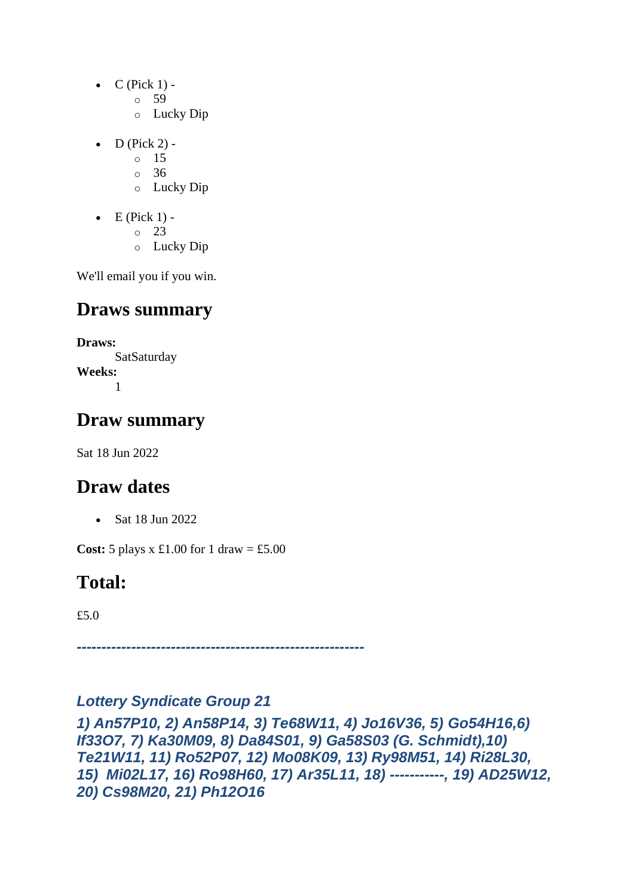- C (Pick 1) -
  - 59
  - Lucky Dip

- D (Pick 2) -
  - 15
  - 36
  - Lucky Dip

- E (Pick 1) -
  - 23
  - Lucky Dip

We'll email you if you win.

## Draws summary

**Draws:**
: SatSaturday

**Weeks:**
: 1

## Draw summary

Sat 18 Jun 2022

## Draw dates

- Sat 18 Jun 2022

**Cost:** 5 plays x £1.00 for 1 draw = £5.00

## Total:

£5.0

***----------------------------------------------------------***

***Lottery Syndicate Group 21***

***1) An57P10, 2) An58P14, 3) Te68W11, 4) Jo16V36, 5) Go54H16,6) If33O7, 7) Ka30M09, 8) Da84S01, 9) Ga58S03 (G. Schmidt),10) Te21W11, 11) Ro52P07, 12) Mo08K09, 13) Ry98M51, 14) Ri28L30, 15) Mi02L17, 16) Ro98H60, 17) Ar35L11, 18) -----------, 19) AD25W12, 20) Cs98M20, 21) Ph12O16***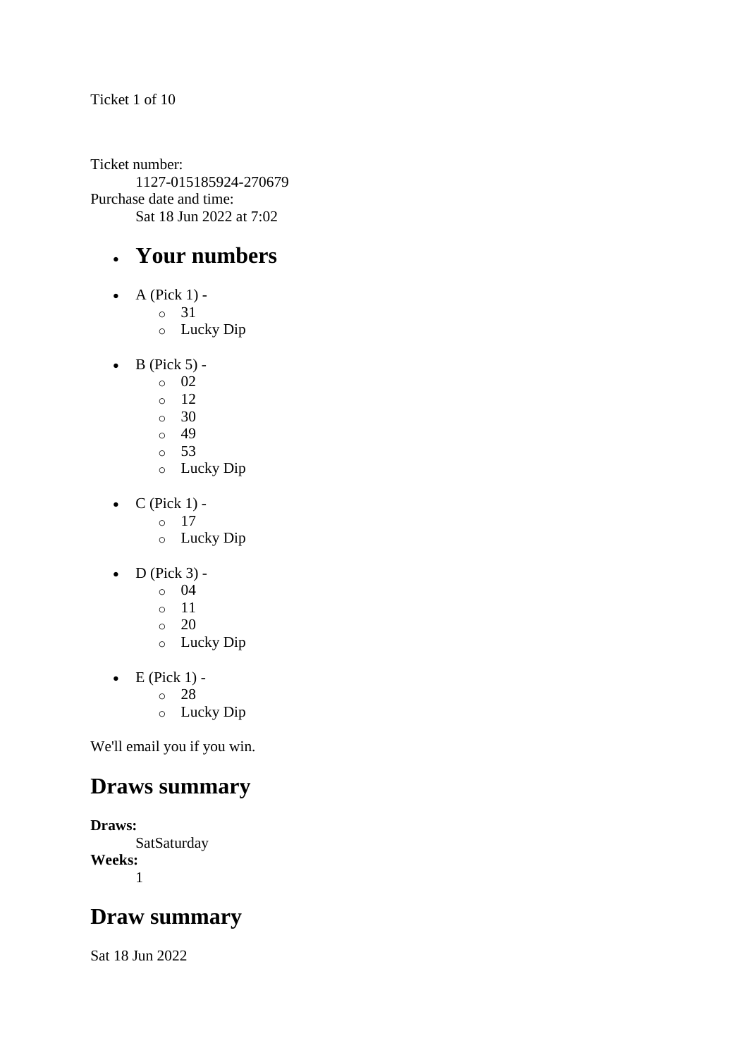Ticket 1 of 10

Ticket number:
    1127-015185924-270679
Purchase date and time:
    Sat 18 Jun 2022 at 7:02

- ## Your numbers

- A (Pick 1) -
  - 31
  - Lucky Dip
- B (Pick 5) -
  - 02
  - 12
  - 30
  - 49
  - 53
  - Lucky Dip
- C (Pick 1) -
  - 17
  - Lucky Dip
- D (Pick 3) -
  - 04
  - 11
  - 20
  - Lucky Dip
- E (Pick 1) -
  - 28
  - Lucky Dip

We'll email you if you win.

## Draws summary

**Draws:**
    SatSaturday
**Weeks:**
    1

## Draw summary

Sat 18 Jun 2022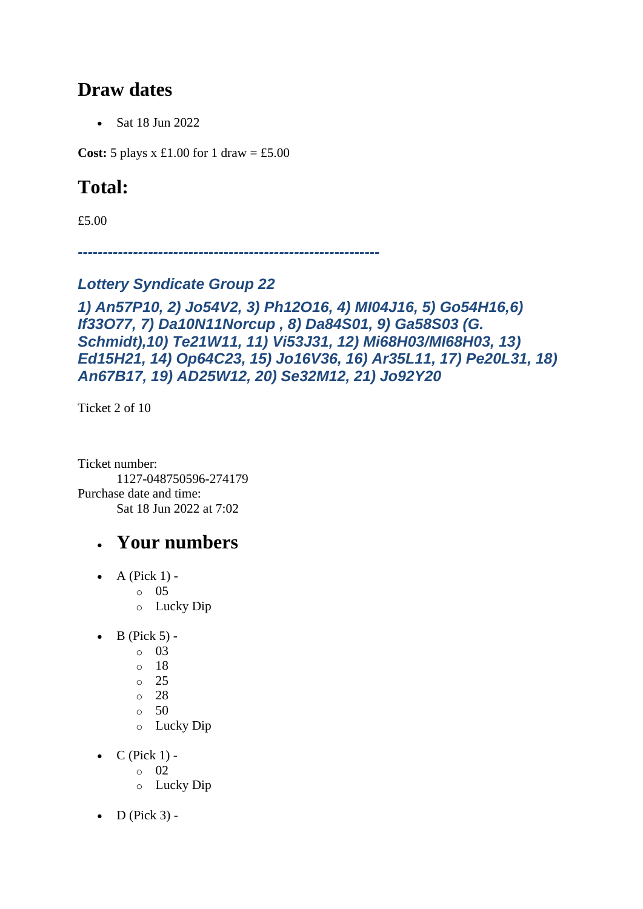## Draw dates

- Sat 18 Jun 2022

**Cost:** 5 plays x £1.00 for 1 draw = £5.00

## Total:

£5.00

***------------------------------------------------------------***

### *Lottery Syndicate Group 22*

### *1) An57P10, 2) Jo54V2, 3) Ph12O16, 4) MI04J16, 5) Go54H16,6) If33O77, 7) Da10N11Norcup , 8) Da84S01, 9) Ga58S03 (G. Schmidt),10) Te21W11, 11) Vi53J31, 12) Mi68H03/MI68H03, 13) Ed15H21, 14) Op64C23, 15) Jo16V36, 16) Ar35L11, 17) Pe20L31, 18) An67B17, 19) AD25W12, 20) Se32M12, 21) Jo92Y20*

Ticket 2 of 10

Ticket number:
    1127-048750596-274179
Purchase date and time:
    Sat 18 Jun 2022 at 7:02

- ## Your numbers

- A (Pick 1) -
  - 05
  - Lucky Dip
- B (Pick 5) -
  - 03
  - 18
  - 25
  - 28
  - 50
  - Lucky Dip
- C (Pick 1) -
  - 02
  - Lucky Dip
- D (Pick 3) -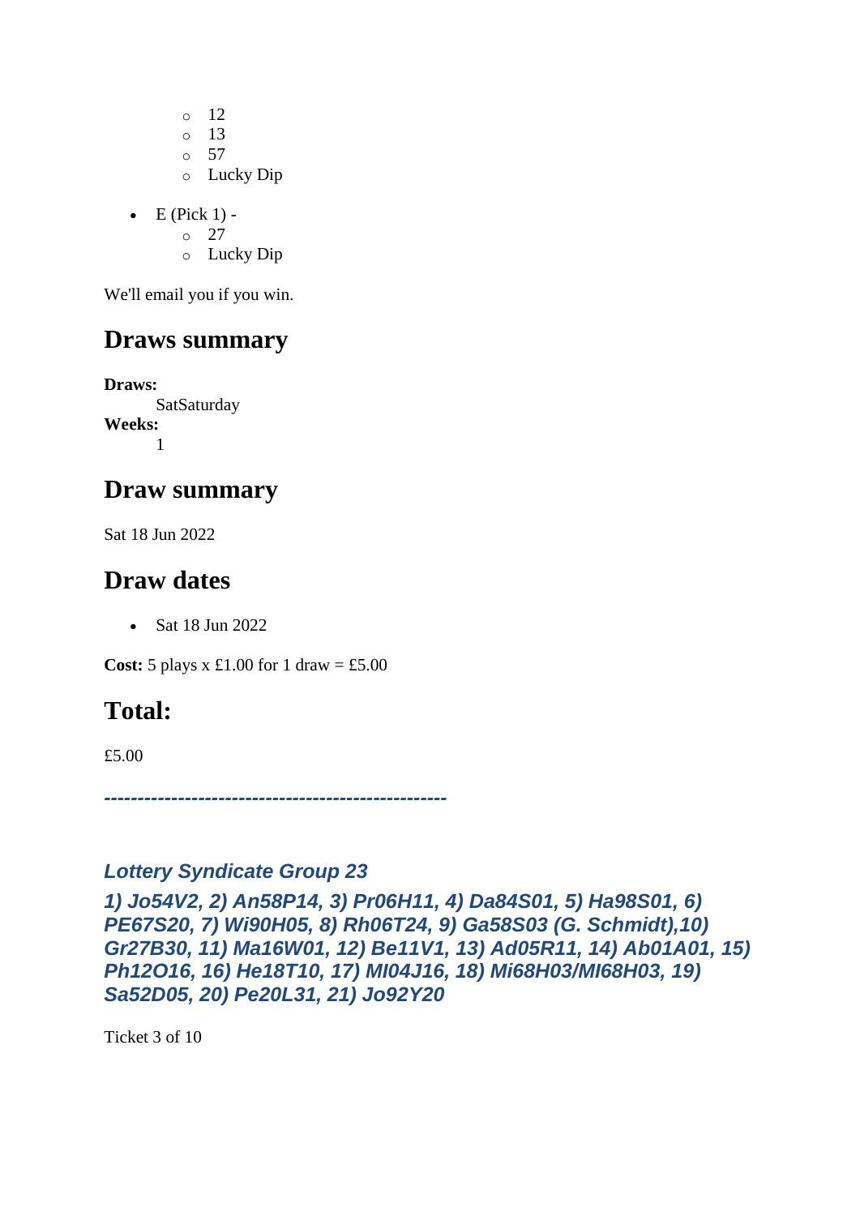- 12
  - 13
  - 57
  - Lucky Dip

- E (Pick 1) -
  - 27
  - Lucky Dip

We'll email you if you win.

## Draws summary

**Draws:**
SatSaturday
**Weeks:**
1

## Draw summary

Sat 18 Jun 2022

## Draw dates

- Sat 18 Jun 2022

**Cost:** 5 plays x £1.00 for 1 draw = £5.00

## Total:

£5.00

***---------------------------------------------------***

***Lottery Syndicate Group 23***

***1) Jo54V2, 2) An58P14, 3) Pr06H11, 4) Da84S01, 5) Ha98S01, 6) PE67S20, 7) Wi90H05, 8) Rh06T24, 9) Ga58S03 (G. Schmidt),10) Gr27B30, 11) Ma16W01, 12) Be11V1, 13) Ad05R11, 14) Ab01A01, 15) Ph12O16, 16) He18T10, 17) Ml04J16, 18) Mi68H03/MI68H03, 19) Sa52D05, 20) Pe20L31, 21) Jo92Y20***

Ticket 3 of 10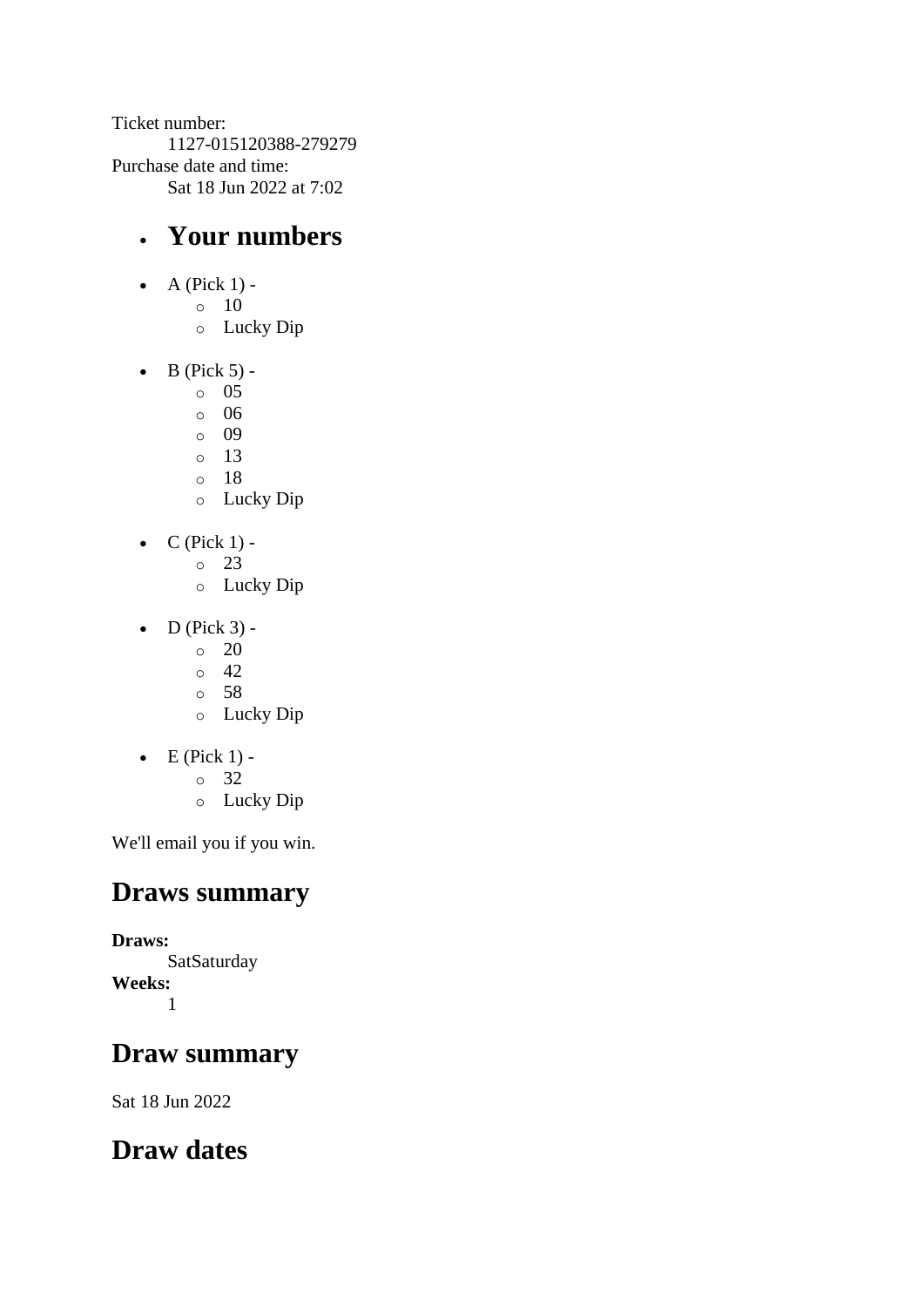Ticket number:
  1127-015120388-279279
Purchase date and time:
  Sat 18 Jun 2022 at 7:02

- ## Your numbers

- A (Pick 1) -
  - 10
  - Lucky Dip
- B (Pick 5) -
  - 05
  - 06
  - 09
  - 13
  - 18
  - Lucky Dip
- C (Pick 1) -
  - 23
  - Lucky Dip
- D (Pick 3) -
  - 20
  - 42
  - 58
  - Lucky Dip
- E (Pick 1) -
  - 32
  - Lucky Dip

We'll email you if you win.

## Draws summary

**Draws:**
  SatSaturday
**Weeks:**
  1

## Draw summary

Sat 18 Jun 2022

## Draw dates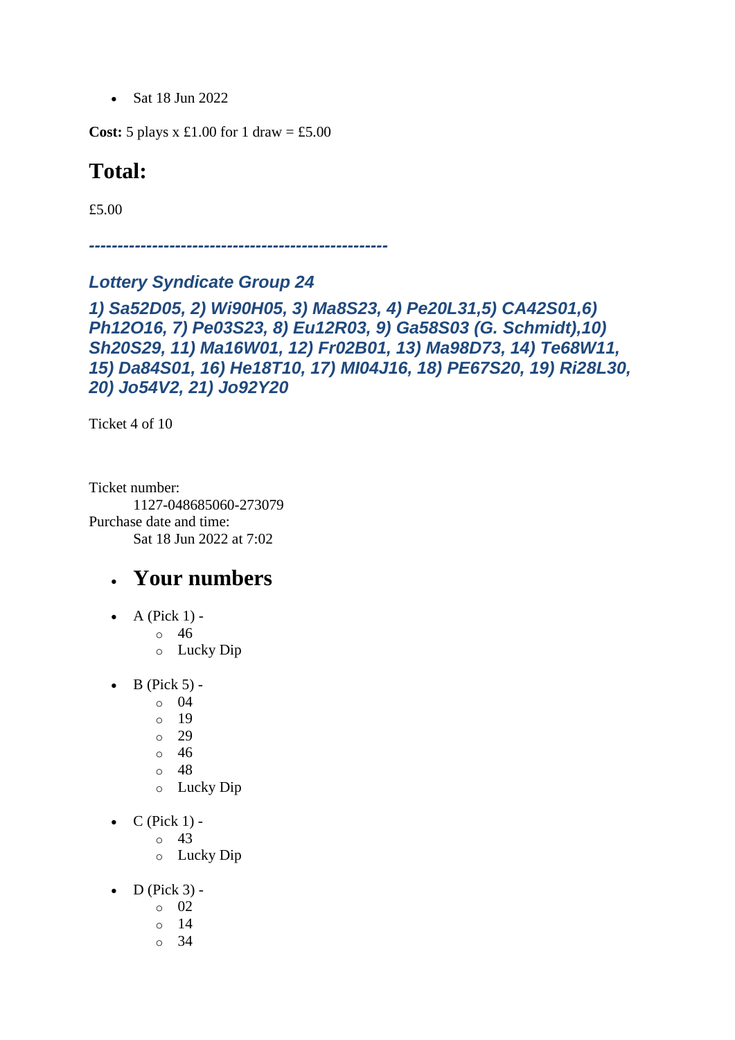- Sat 18 Jun 2022

**Cost:** 5 plays x £1.00 for 1 draw = £5.00

## Total:

£5.00

***---------------------------------------------------***

### *Lottery Syndicate Group 24*

### *1) Sa52D05, 2) Wi90H05, 3) Ma8S23, 4) Pe20L31,5) CA42S01,6) Ph12O16, 7) Pe03S23, 8) Eu12R03, 9) Ga58S03 (G. Schmidt),10) Sh20S29, 11) Ma16W01, 12) Fr02B01, 13) Ma98D73, 14) Te68W11, 15) Da84S01, 16) He18T10, 17) MI04J16, 18) PE67S20, 19) Ri28L30, 20) Jo54V2, 21) Jo92Y20*

Ticket 4 of 10

Ticket number:
    1127-048685060-273079
Purchase date and time:
    Sat 18 Jun 2022 at 7:02

- ## Your numbers

- A (Pick 1) -
  - 46
  - Lucky Dip
- B (Pick 5) -
  - 04
  - 19
  - 29
  - 46
  - 48
  - Lucky Dip
- C (Pick 1) -
  - 43
  - Lucky Dip
- D (Pick 3) -
  - 02
  - 14
  - 34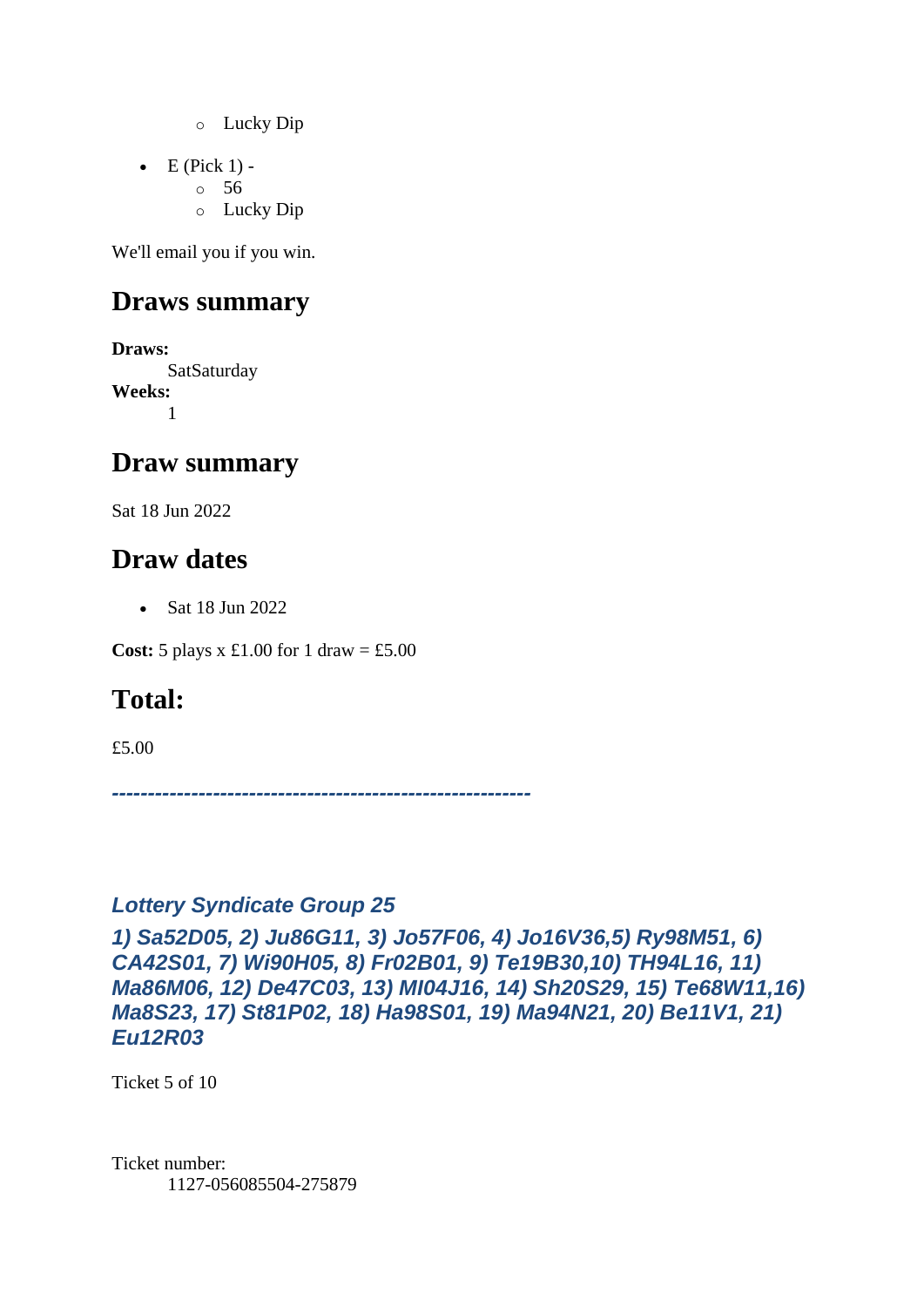- Lucky Dip

- E (Pick 1) -
    - 56
    - Lucky Dip

We'll email you if you win.

## Draws summary

**Draws:**
SatSaturday
**Weeks:**
1

## Draw summary

Sat 18 Jun 2022

## Draw dates

- Sat 18 Jun 2022

**Cost:** 5 plays x £1.00 for 1 draw = £5.00

## Total:

£5.00

***---------------------------------------------------------***

***Lottery Syndicate Group 25***

***1) Sa52D05, 2) Ju86G11, 3) Jo57F06, 4) Jo16V36,5) Ry98M51, 6) CA42S01, 7) Wi90H05, 8) Fr02B01, 9) Te19B30,10) TH94L16, 11) Ma86M06, 12) De47C03, 13) MI04J16, 14) Sh20S29, 15) Te68W11,16) Ma8S23, 17) St81P02, 18) Ha98S01, 19) Ma94N21, 20) Be11V1, 21) Eu12R03***

Ticket 5 of 10

Ticket number:
1127-056085504-275879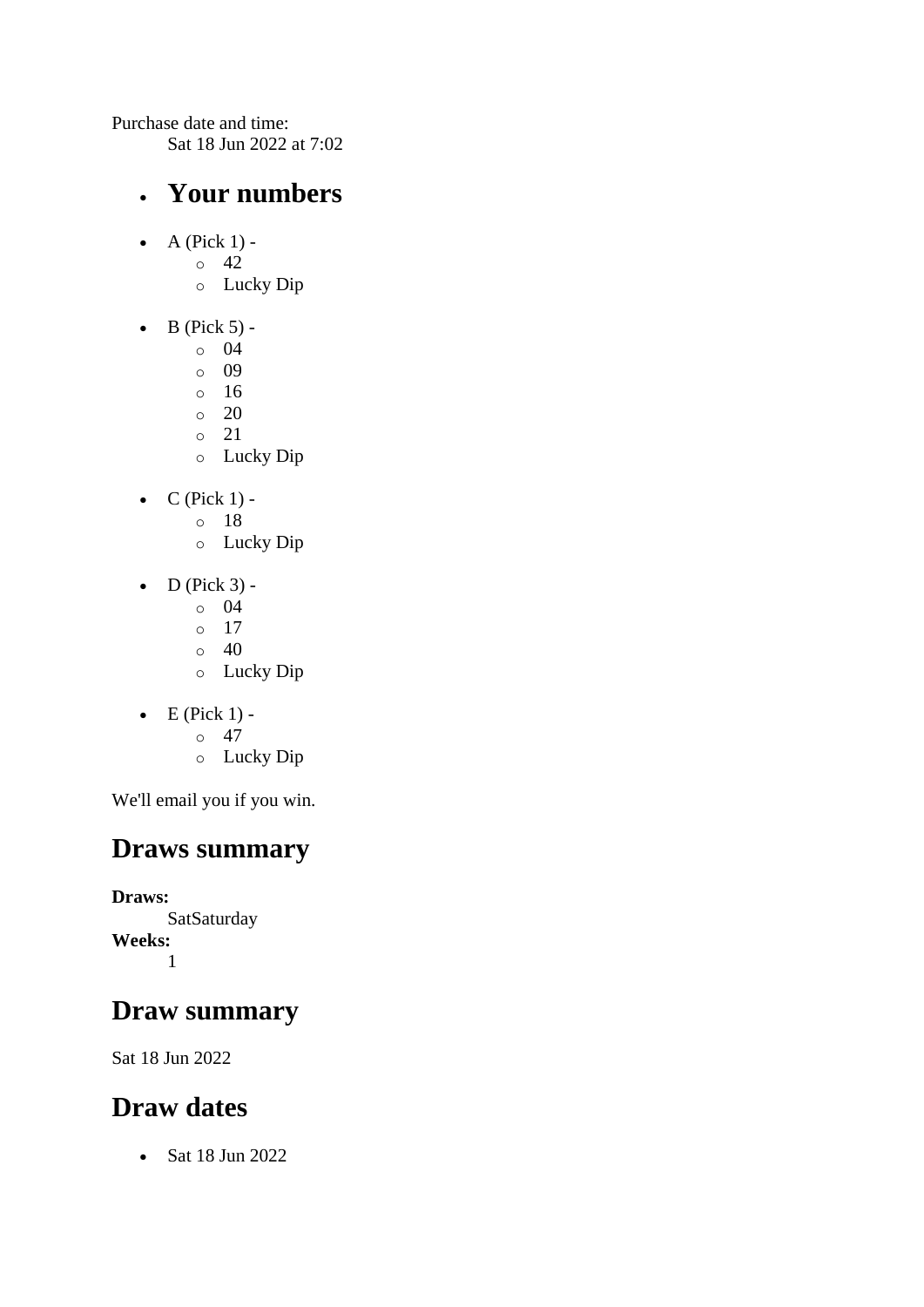Purchase date and time:
    Sat 18 Jun 2022 at 7:02

- ## Your numbers

- A (Pick 1) -
    - 42
    - Lucky Dip

- B (Pick 5) -
    - 04
    - 09
    - 16
    - 20
    - 21
    - Lucky Dip

- C (Pick 1) -
    - 18
    - Lucky Dip

- D (Pick 3) -
    - 04
    - 17
    - 40
    - Lucky Dip

- E (Pick 1) -
    - 47
    - Lucky Dip

We'll email you if you win.

## Draws summary

**Draws:**
    SatSaturday
**Weeks:**
    1

## Draw summary

Sat 18 Jun 2022

## Draw dates

- Sat 18 Jun 2022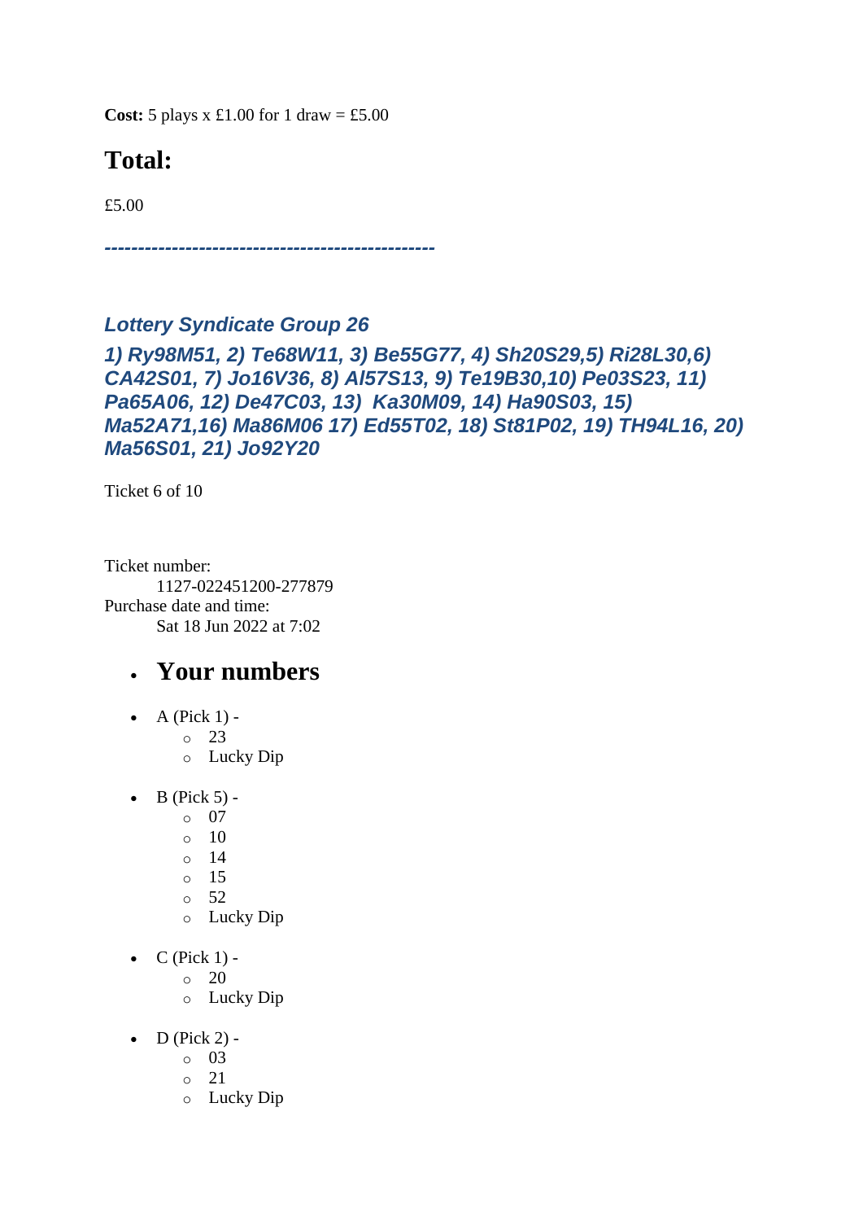**Cost:** 5 plays x £1.00 for 1 draw = £5.00

## Total:

£5.00

***------------------------------------------------***

***Lottery Syndicate Group 26***

***1) Ry98M51, 2) Te68W11, 3) Be55G77, 4) Sh20S29,5) Ri28L30,6) CA42S01, 7) Jo16V36, 8) Al57S13, 9) Te19B30,10) Pe03S23, 11) Pa65A06, 12) De47C03, 13)  Ka30M09, 14) Ha90S03, 15) Ma52A71,16) Ma86M06 17) Ed55T02, 18) St81P02, 19) TH94L16, 20) Ma56S01, 21) Jo92Y20***

Ticket 6 of 10

Ticket number:
 1127-022451200-277879
Purchase date and time:
 Sat 18 Jun 2022 at 7:02

- ## Your numbers

- A (Pick 1) -
  - 23
  - Lucky Dip
- B (Pick 5) -
  - 07
  - 10
  - 14
  - 15
  - 52
  - Lucky Dip
- C (Pick 1) -
  - 20
  - Lucky Dip
- D (Pick 2) -
  - 03
  - 21
  - Lucky Dip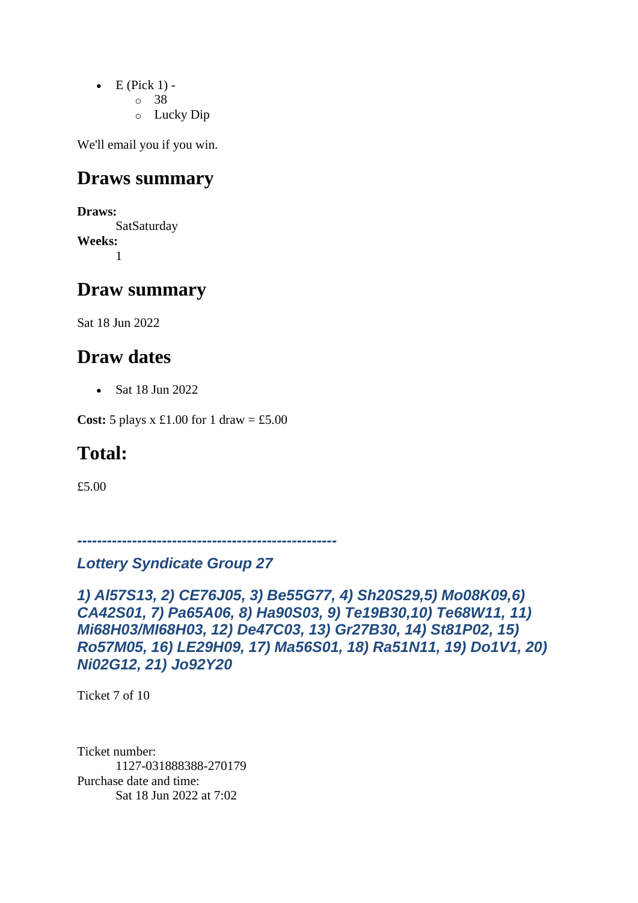- E (Pick 1) -
    - 38
    - Lucky Dip

We'll email you if you win.

## Draws summary

**Draws:**
SatSaturday

**Weeks:**
1

## Draw summary

Sat 18 Jun 2022

## Draw dates

- Sat 18 Jun 2022

**Cost:** 5 plays x £1.00 for 1 draw = £5.00

## Total:

£5.00

***----------------------------------------------------***

### *Lottery Syndicate Group 27*

### *1) Al57S13, 2) CE76J05, 3) Be55G77, 4) Sh20S29,5) Mo08K09,6) CA42S01, 7) Pa65A06, 8) Ha90S03, 9) Te19B30,10) Te68W11, 11) Mi68H03/MI68H03, 12) De47C03, 13) Gr27B30, 14) St81P02, 15) Ro57M05, 16) LE29H09, 17) Ma56S01, 18) Ra51N11, 19) Do1V1, 20) Ni02G12, 21) Jo92Y20*

Ticket 7 of 10

Ticket number:
1127-031888388-270179

Purchase date and time:
Sat 18 Jun 2022 at 7:02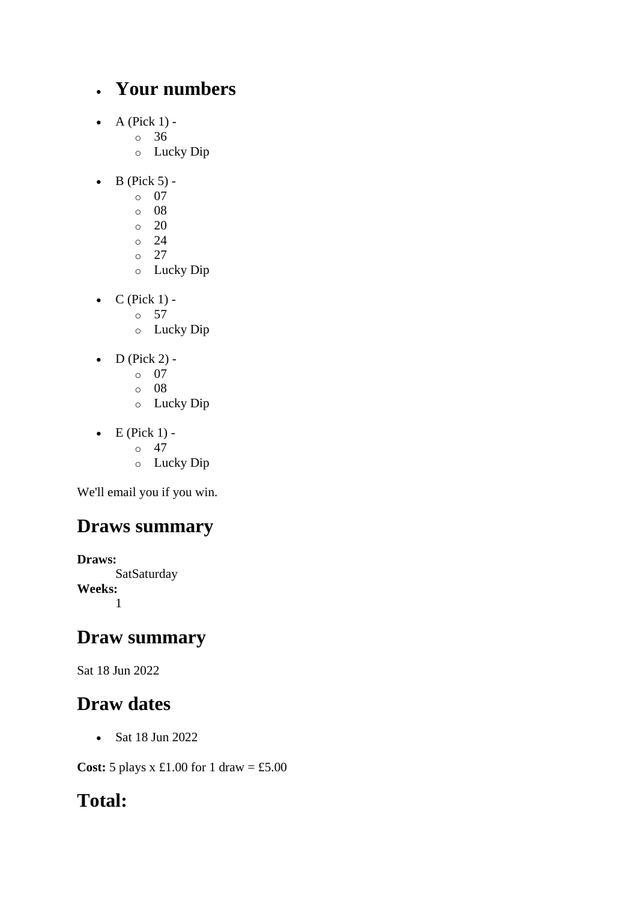- ## Your numbers

- A (Pick 1) -
  - 36
  - Lucky Dip
- B (Pick 5) -
  - 07
  - 08
  - 20
  - 24
  - 27
  - Lucky Dip
- C (Pick 1) -
  - 57
  - Lucky Dip
- D (Pick 2) -
  - 07
  - 08
  - Lucky Dip
- E (Pick 1) -
  - 47
  - Lucky Dip

We'll email you if you win.

## Draws summary

**Draws:**
SatSaturday
**Weeks:**
1

## Draw summary

Sat 18 Jun 2022

## Draw dates

- Sat 18 Jun 2022

**Cost:** 5 plays x £1.00 for 1 draw = £5.00

## Total: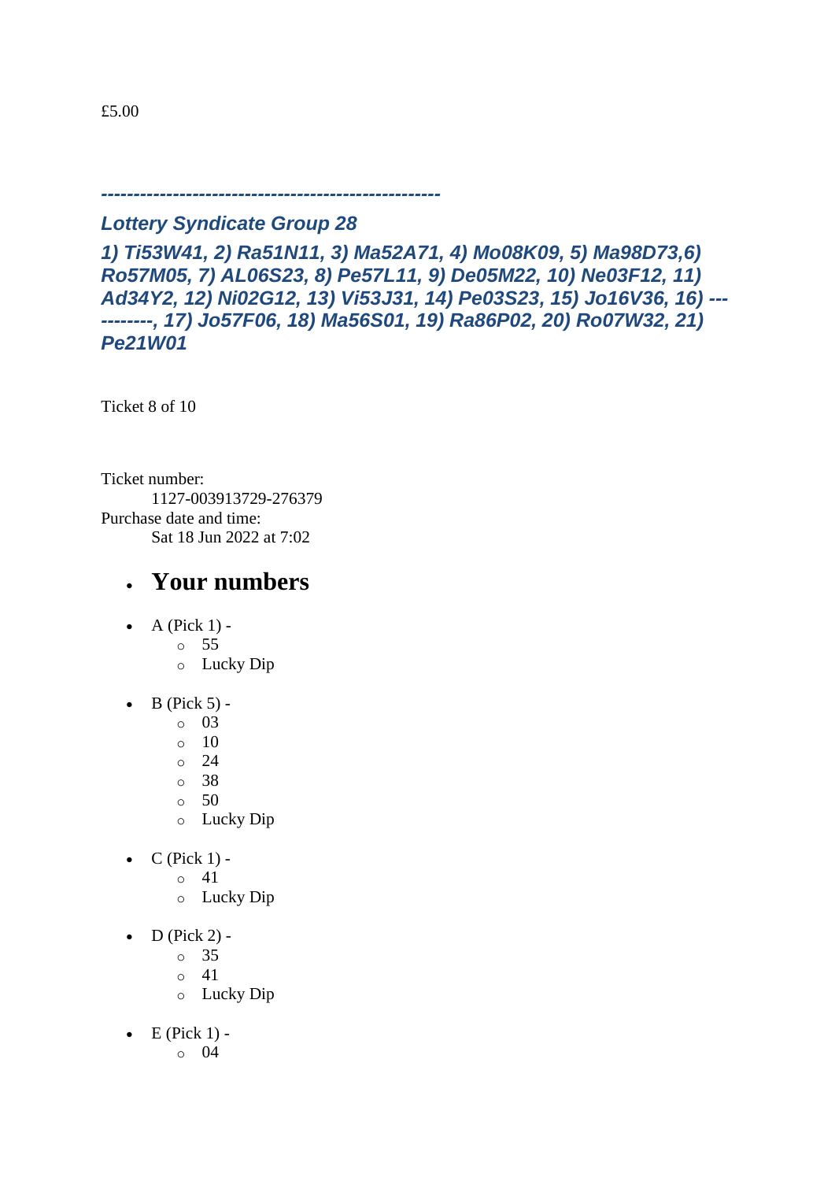£5.00

*---------------------------------------------------*

***Lottery Syndicate Group 28***

***1) Ti53W41, 2) Ra51N11, 3) Ma52A71, 4) Mo08K09, 5) Ma98D73,6) Ro57M05, 7) AL06S23, 8) Pe57L11, 9) De05M22, 10) Ne03F12, 11) Ad34Y2, 12) Ni02G12, 13) Vi53J31, 14) Pe03S23, 15) Jo16V36, 16) -----------, 17) Jo57F06, 18) Ma56S01, 19) Ra86P02, 20) Ro07W32, 21) Pe21W01***

Ticket 8 of 10

Ticket number:
    1127-003913729-276379
Purchase date and time:
    Sat 18 Jun 2022 at 7:02

- ## Your numbers

- A (Pick 1) -
  - 55
  - Lucky Dip
- B (Pick 5) -
  - 03
  - 10
  - 24
  - 38
  - 50
  - Lucky Dip
- C (Pick 1) -
  - 41
  - Lucky Dip
- D (Pick 2) -
  - 35
  - 41
  - Lucky Dip
- E (Pick 1) -
  - 04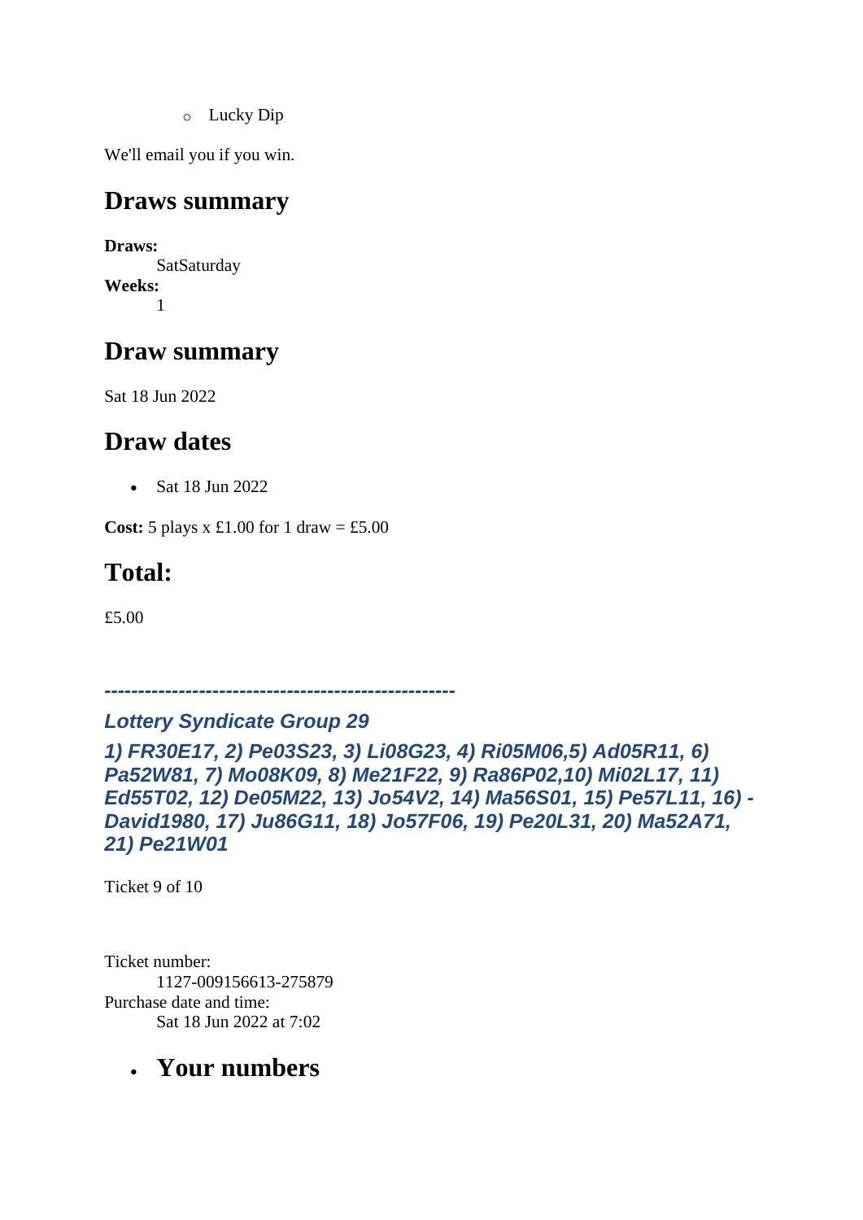- Lucky Dip

We'll email you if you win.

## Draws summary

**Draws:**
SatSaturday
**Weeks:**
1

## Draw summary

Sat 18 Jun 2022

## Draw dates

- Sat 18 Jun 2022

**Cost:** 5 plays x £1.00 for 1 draw = £5.00

## Total:

£5.00

***----------------------------------------------------***

***Lottery Syndicate Group 29***

***1) FR30E17, 2) Pe03S23, 3) Li08G23, 4) Ri05M06,5) Ad05R11, 6) Pa52W81, 7) Mo08K09, 8) Me21F22, 9) Ra86P02,10) Mi02L17, 11) Ed55T02, 12) De05M22, 13) Jo54V2, 14) Ma56S01, 15) Pe57L11, 16) -David1980, 17) Ju86G11, 18) Jo57F06, 19) Pe20L31, 20) Ma52A71, 21) Pe21W01***

Ticket 9 of 10

Ticket number:
1127-009156613-275879
Purchase date and time:
Sat 18 Jun 2022 at 7:02

- ## Your numbers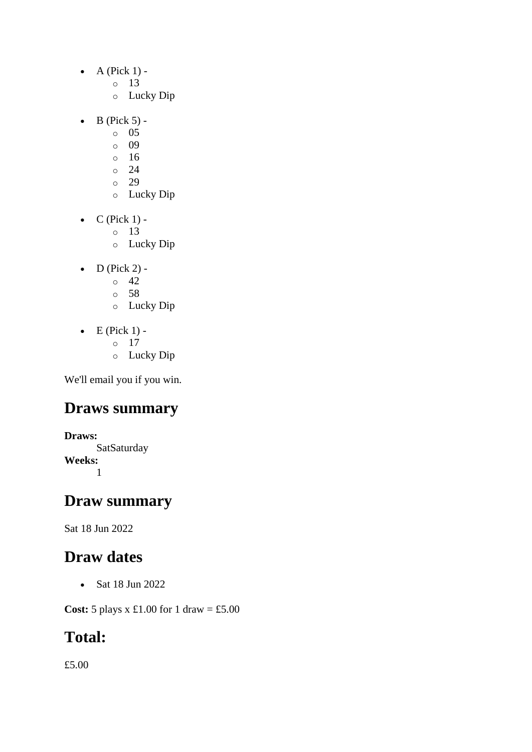- A (Pick 1) -
    - 13
    - Lucky Dip
- B (Pick 5) -
    - 05
    - 09
    - 16
    - 24
    - 29
    - Lucky Dip
- C (Pick 1) -
    - 13
    - Lucky Dip
- D (Pick 2) -
    - 42
    - 58
    - Lucky Dip
- E (Pick 1) -
    - 17
    - Lucky Dip

We'll email you if you win.

## Draws summary

**Draws:**
SatSaturday
**Weeks:**
1

## Draw summary

Sat 18 Jun 2022

## Draw dates

- Sat 18 Jun 2022

**Cost:** 5 plays x £1.00 for 1 draw = £5.00

## Total:

£5.00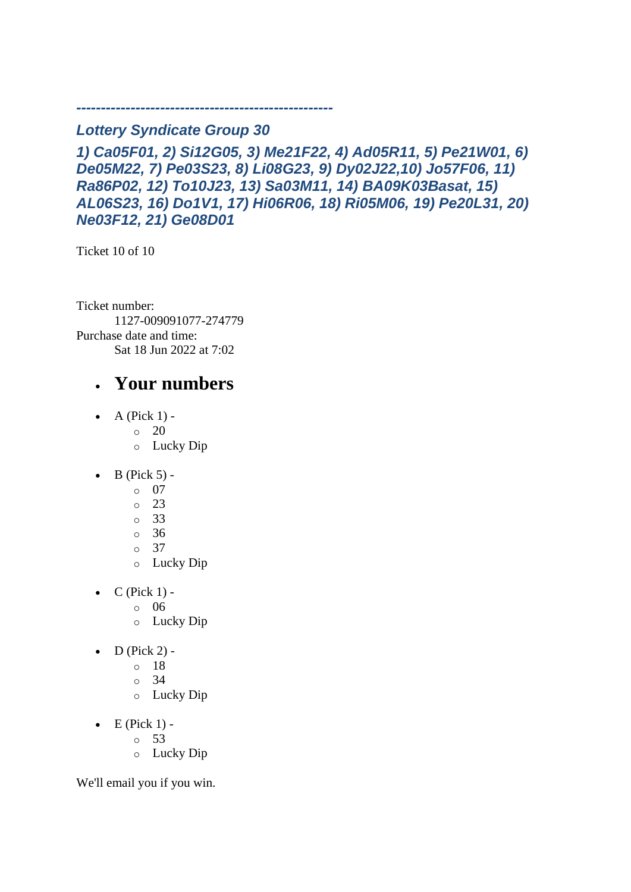*--------------------------------------------------*

### *Lottery Syndicate Group 30*

### *1) Ca05F01, 2) Si12G05, 3) Me21F22, 4) Ad05R11, 5) Pe21W01, 6) De05M22, 7) Pe03S23, 8) Li08G23, 9) Dy02J22,10) Jo57F06, 11) Ra86P02, 12) To10J23, 13) Sa03M11, 14) BA09K03Basat, 15) AL06S23, 16) Do1V1, 17) Hi06R06, 18) Ri05M06, 19) Pe20L31, 20) Ne03F12, 21) Ge08D01*

Ticket 10 of 10

Ticket number:
    1127-009091077-274779
Purchase date and time:
    Sat 18 Jun 2022 at 7:02

- ## Your numbers

- A (Pick 1) -
  - 20
  - Lucky Dip
- B (Pick 5) -
  - 07
  - 23
  - 33
  - 36
  - 37
  - Lucky Dip
- C (Pick 1) -
  - 06
  - Lucky Dip
- D (Pick 2) -
  - 18
  - 34
  - Lucky Dip
- E (Pick 1) -
  - 53
  - Lucky Dip

We'll email you if you win.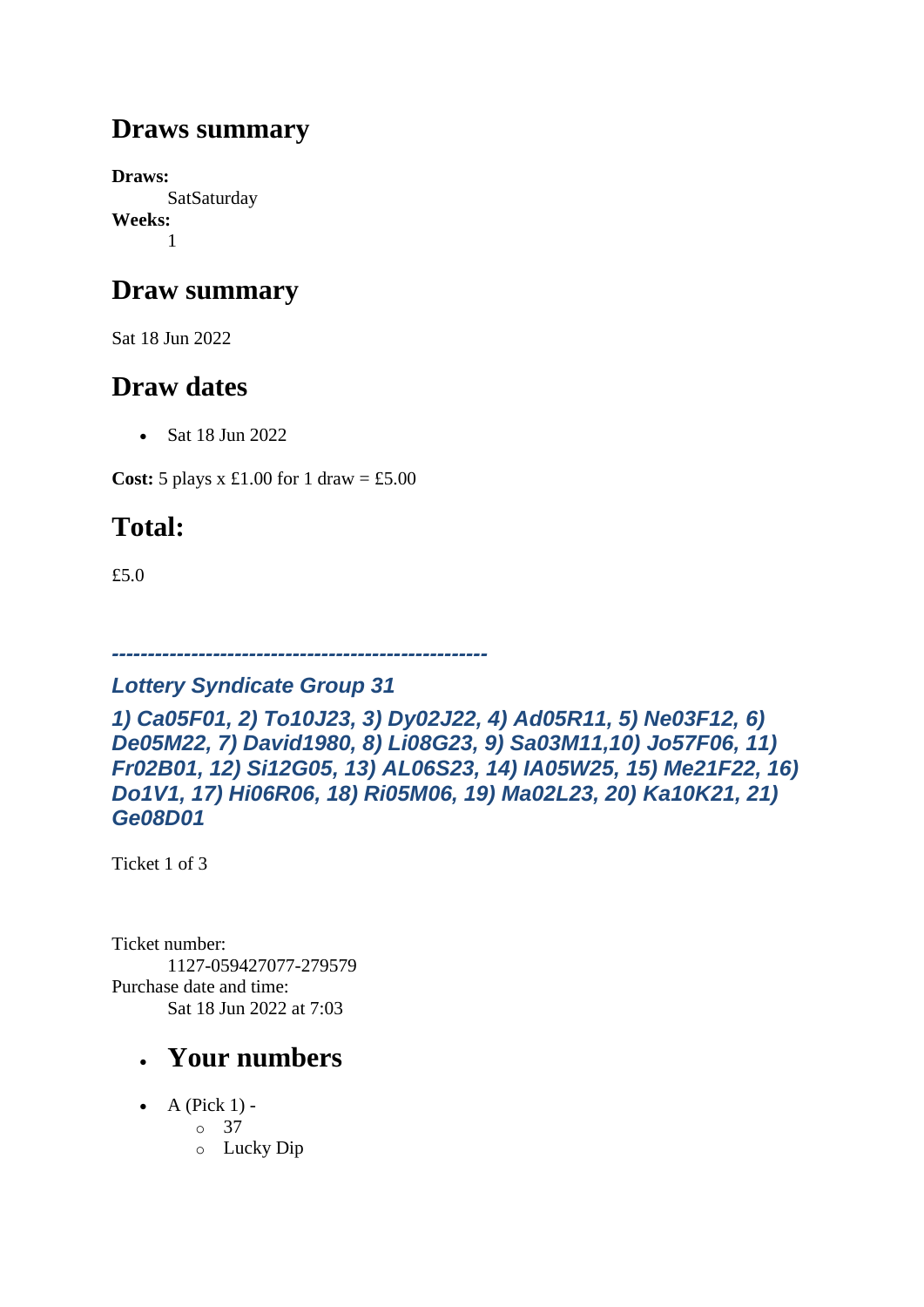## Draws summary

**Draws:**
SatSaturday

**Weeks:**
1

## Draw summary

Sat 18 Jun 2022

## Draw dates

- Sat 18 Jun 2022

**Cost:** 5 plays x £1.00 for 1 draw = £5.00

## Total:

£5.0

***----------------------------------------------------***

***Lottery Syndicate Group 31***

***1) Ca05F01, 2) To10J23, 3) Dy02J22, 4) Ad05R11, 5) Ne03F12, 6) De05M22, 7) David1980, 8) Li08G23, 9) Sa03M11,10) Jo57F06, 11) Fr02B01, 12) Si12G05, 13) AL06S23, 14) IA05W25, 15) Me21F22, 16) Do1V1, 17) Hi06R06, 18) Ri05M06, 19) Ma02L23, 20) Ka10K21, 21) Ge08D01***

Ticket 1 of 3

Ticket number:
1127-059427077-279579

Purchase date and time:
Sat 18 Jun 2022 at 7:03

- ## Your numbers

- A (Pick 1) -
  - 37
  - Lucky Dip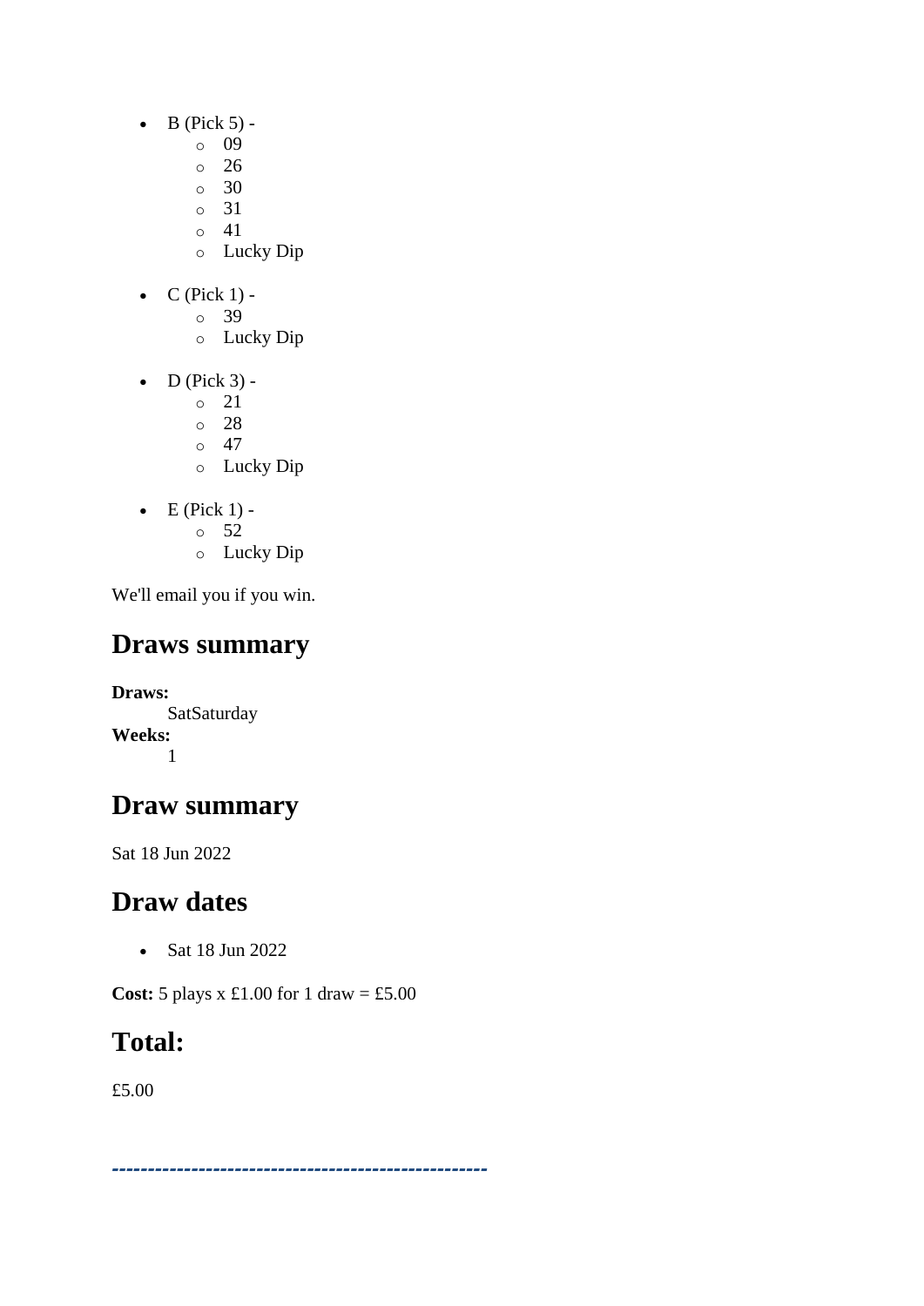- B (Pick 5) -
    - 09
    - 26
    - 30
    - 31
    - 41
    - Lucky Dip
- C (Pick 1) -
    - 39
    - Lucky Dip
- D (Pick 3) -
    - 21
    - 28
    - 47
    - Lucky Dip
- E (Pick 1) -
    - 52
    - Lucky Dip

We'll email you if you win.

## Draws summary

**Draws:**
SatSaturday
**Weeks:**
1

## Draw summary

Sat 18 Jun 2022

## Draw dates

- Sat 18 Jun 2022

**Cost:** 5 plays x £1.00 for 1 draw = £5.00

## Total:

£5.00

---------------------------------------------------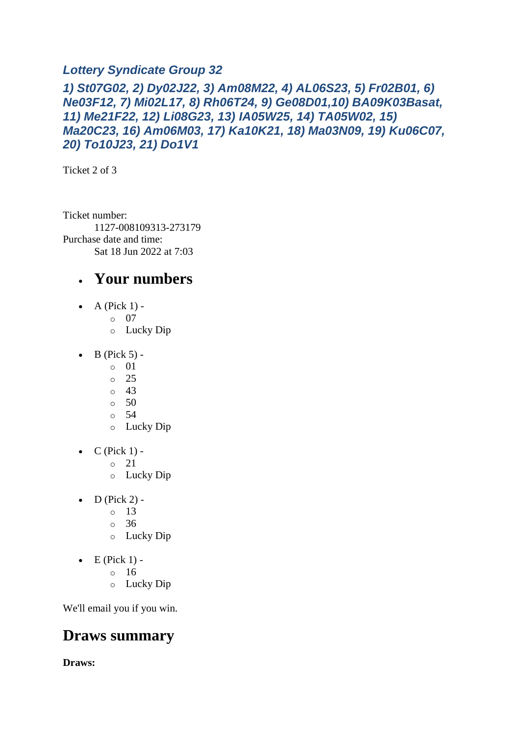### *Lottery Syndicate Group 32*

#### *1) St07G02, 2) Dy02J22, 3) Am08M22, 4) AL06S23, 5) Fr02B01, 6) Ne03F12, 7) Mi02L17, 8) Rh06T24, 9) Ge08D01,10) BA09K03Basat, 11) Me21F22, 12) Li08G23, 13) IA05W25, 14) TA05W02, 15) Ma20C23, 16) Am06M03, 17) Ka10K21, 18) Ma03N09, 19) Ku06C07, 20) To10J23, 21) Do1V1*

Ticket 2 of 3

Ticket number:
    1127-008109313-273179
Purchase date and time:
    Sat 18 Jun 2022 at 7:03

- ## Your numbers

- A (Pick 1) -
    - 07
    - Lucky Dip

- B (Pick 5) -
    - 01
    - 25
    - 43
    - 50
    - 54
    - Lucky Dip

- C (Pick 1) -
    - 21
    - Lucky Dip

- D (Pick 2) -
    - 13
    - 36
    - Lucky Dip

- E (Pick 1) -
    - 16
    - Lucky Dip

We'll email you if you win.

## Draws summary

**Draws:**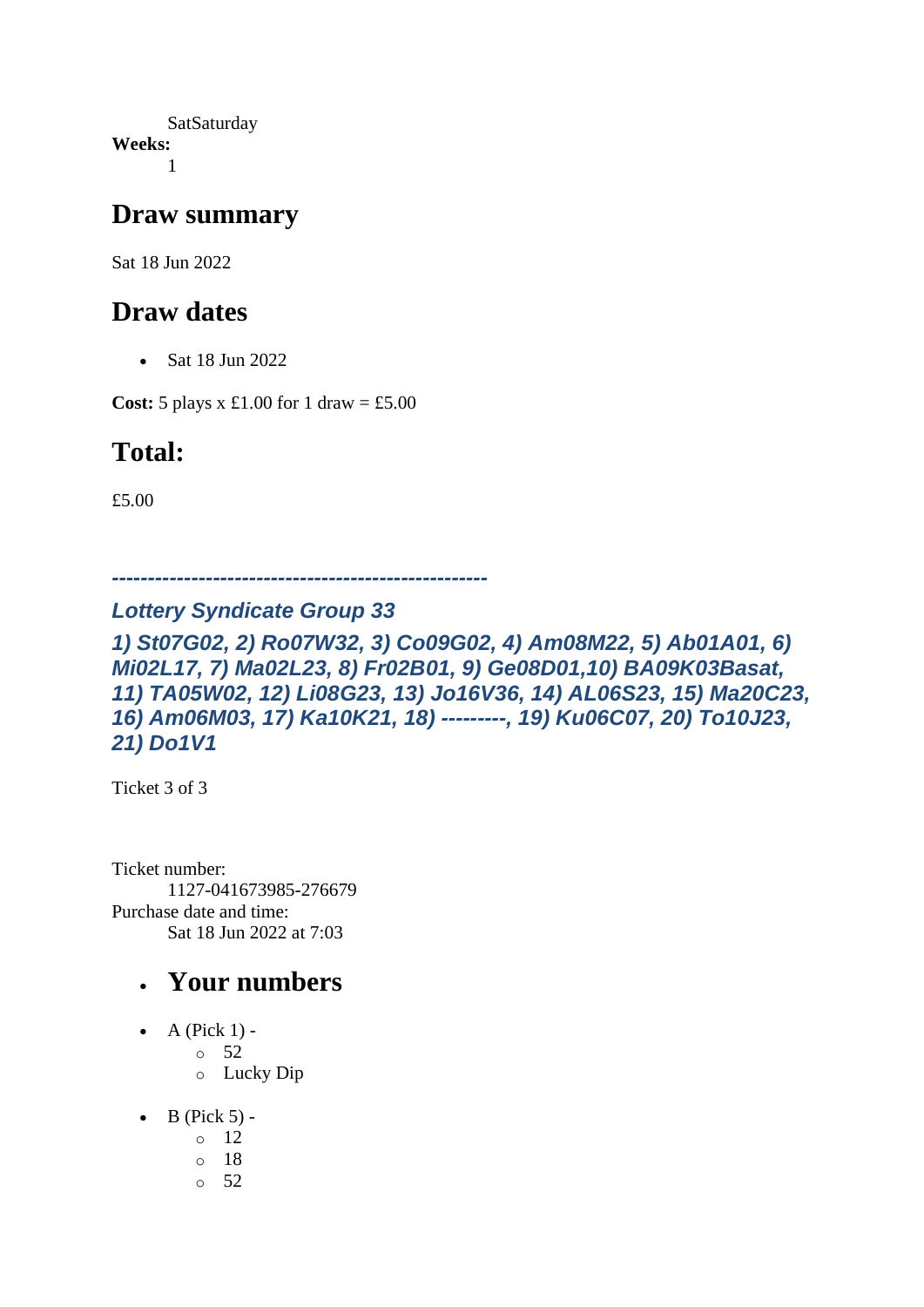SatSaturday
**Weeks:**
1

## Draw summary

Sat 18 Jun 2022

## Draw dates

- Sat 18 Jun 2022

**Cost:** 5 plays x £1.00 for 1 draw = £5.00

## Total:

£5.00

***---------------------------------------------------***

***Lottery Syndicate Group 33***

***1) St07G02, 2) Ro07W32, 3) Co09G02, 4) Am08M22, 5) Ab01A01, 6) Mi02L17, 7) Ma02L23, 8) Fr02B01, 9) Ge08D01,10) BA09K03Basat, 11) TA05W02, 12) Li08G23, 13) Jo16V36, 14) AL06S23, 15) Ma20C23, 16) Am06M03, 17) Ka10K21, 18) ---------, 19) Ku06C07, 20) To10J23, 21) Do1V1***

Ticket 3 of 3

Ticket number:
1127-041673985-276679
Purchase date and time:
Sat 18 Jun 2022 at 7:03

- ## Your numbers

- A (Pick 1) -
  - 52
  - Lucky Dip
- B (Pick 5) -
  - 12
  - 18
  - 52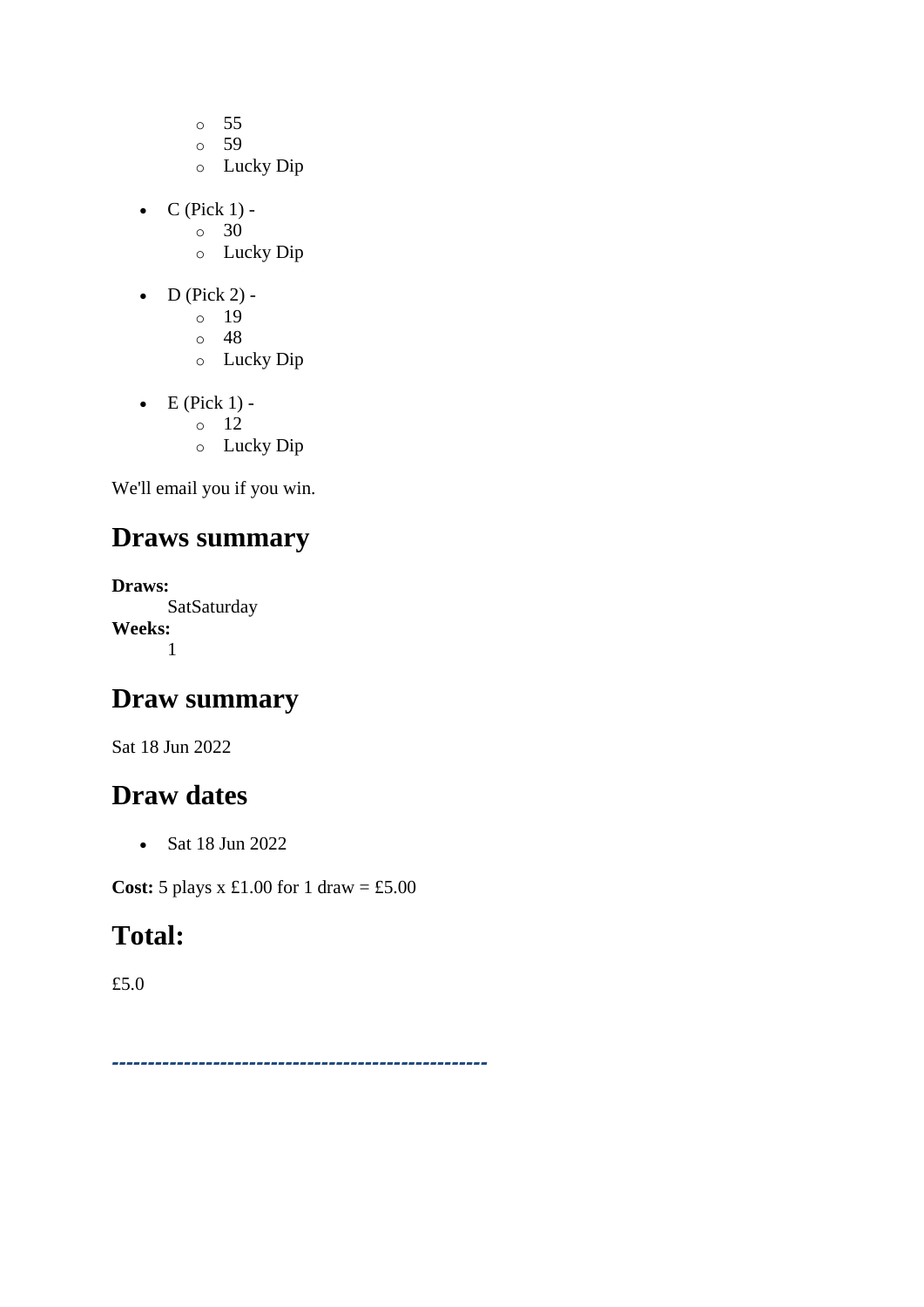- 55
  - 59
  - Lucky Dip

- C (Pick 1) -
  - 30
  - Lucky Dip

- D (Pick 2) -
  - 19
  - 48
  - Lucky Dip

- E (Pick 1) -
  - 12
  - Lucky Dip

We'll email you if you win.

## Draws summary

**Draws:**
SatSaturday
**Weeks:**
1

## Draw summary

Sat 18 Jun 2022

## Draw dates

- Sat 18 Jun 2022

**Cost:** 5 plays x £1.00 for 1 draw = £5.00

## Total:

£5.0

---------------------------------------------------